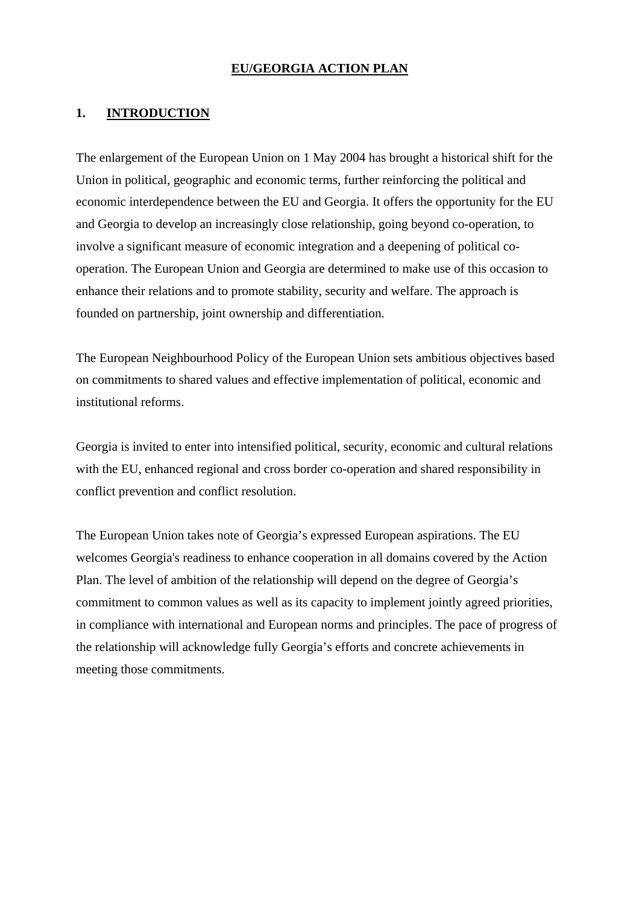# EU/GEORGIA ACTION PLAN

## 1. INTRODUCTION

The enlargement of the European Union on 1 May 2004 has brought a historical shift for the Union in political, geographic and economic terms, further reinforcing the political and economic interdependence between the EU and Georgia. It offers the opportunity for the EU and Georgia to develop an increasingly close relationship, going beyond co-operation, to involve a significant measure of economic integration and a deepening of political co-operation. The European Union and Georgia are determined to make use of this occasion to enhance their relations and to promote stability, security and welfare. The approach is founded on partnership, joint ownership and differentiation.

The European Neighbourhood Policy of the European Union sets ambitious objectives based on commitments to shared values and effective implementation of political, economic and institutional reforms.

Georgia is invited to enter into intensified political, security, economic and cultural relations with the EU, enhanced regional and cross border co-operation and shared responsibility in conflict prevention and conflict resolution.

The European Union takes note of Georgia's expressed European aspirations. The EU welcomes Georgia's readiness to enhance cooperation in all domains covered by the Action Plan. The level of ambition of the relationship will depend on the degree of Georgia's commitment to common values as well as its capacity to implement jointly agreed priorities, in compliance with international and European norms and principles. The pace of progress of the relationship will acknowledge fully Georgia's efforts and concrete achievements in meeting those commitments.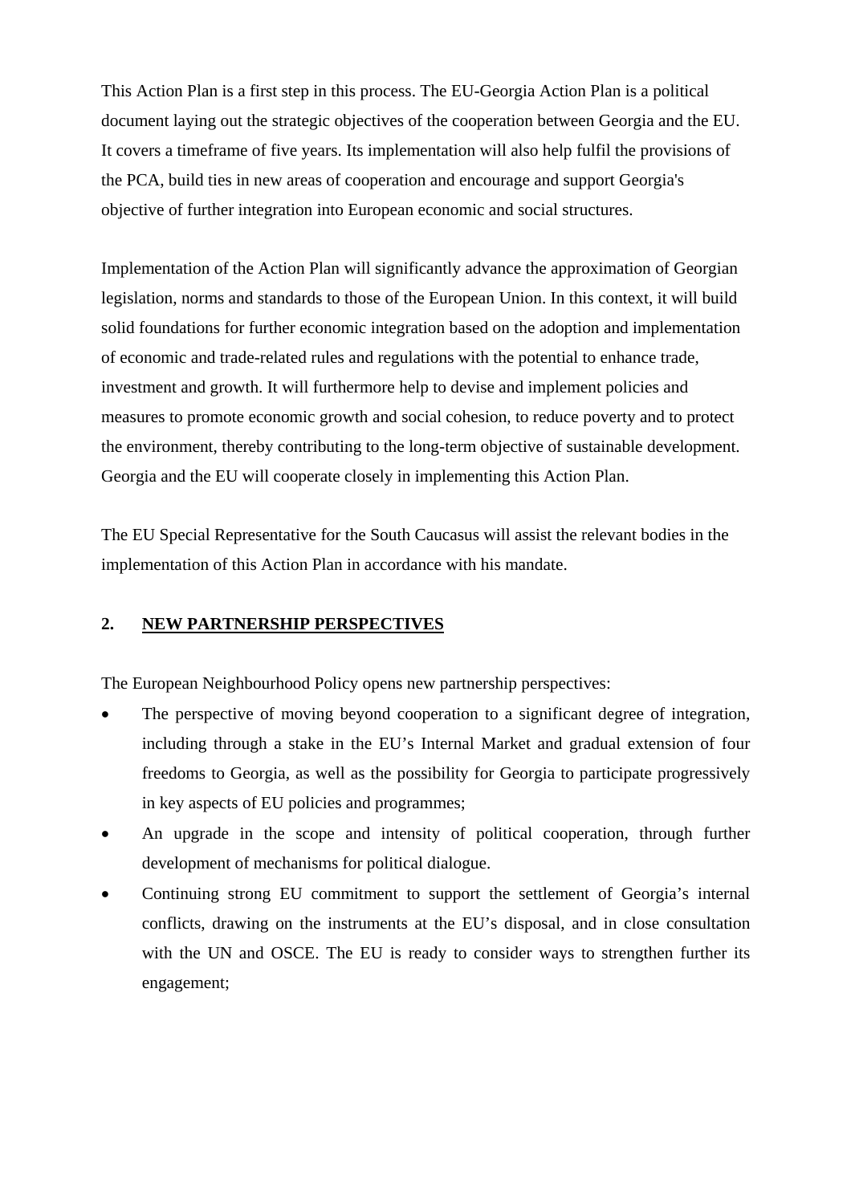This Action Plan is a first step in this process. The EU-Georgia Action Plan is a political document laying out the strategic objectives of the cooperation between Georgia and the EU. It covers a timeframe of five years. Its implementation will also help fulfil the provisions of the PCA, build ties in new areas of cooperation and encourage and support Georgia's objective of further integration into European economic and social structures.

Implementation of the Action Plan will significantly advance the approximation of Georgian legislation, norms and standards to those of the European Union. In this context, it will build solid foundations for further economic integration based on the adoption and implementation of economic and trade-related rules and regulations with the potential to enhance trade, investment and growth. It will furthermore help to devise and implement policies and measures to promote economic growth and social cohesion, to reduce poverty and to protect the environment, thereby contributing to the long-term objective of sustainable development. Georgia and the EU will cooperate closely in implementing this Action Plan.

The EU Special Representative for the South Caucasus will assist the relevant bodies in the implementation of this Action Plan in accordance with his mandate.

## 2. NEW PARTNERSHIP PERSPECTIVES

The European Neighbourhood Policy opens new partnership perspectives:

- The perspective of moving beyond cooperation to a significant degree of integration, including through a stake in the EU's Internal Market and gradual extension of four freedoms to Georgia, as well as the possibility for Georgia to participate progressively in key aspects of EU policies and programmes;
- An upgrade in the scope and intensity of political cooperation, through further development of mechanisms for political dialogue.
- Continuing strong EU commitment to support the settlement of Georgia's internal conflicts, drawing on the instruments at the EU's disposal, and in close consultation with the UN and OSCE. The EU is ready to consider ways to strengthen further its engagement;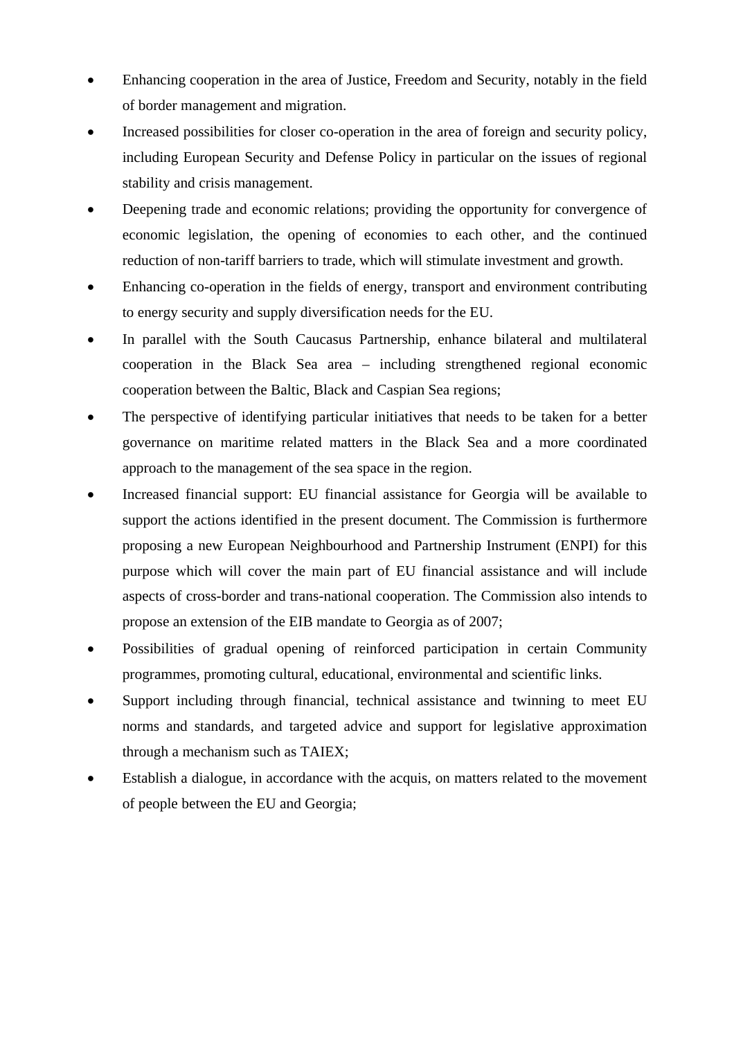- Enhancing cooperation in the area of Justice, Freedom and Security, notably in the field of border management and migration.
- Increased possibilities for closer co-operation in the area of foreign and security policy, including European Security and Defense Policy in particular on the issues of regional stability and crisis management.
- Deepening trade and economic relations; providing the opportunity for convergence of economic legislation, the opening of economies to each other, and the continued reduction of non-tariff barriers to trade, which will stimulate investment and growth.
- Enhancing co-operation in the fields of energy, transport and environment contributing to energy security and supply diversification needs for the EU.
- In parallel with the South Caucasus Partnership, enhance bilateral and multilateral cooperation in the Black Sea area – including strengthened regional economic cooperation between the Baltic, Black and Caspian Sea regions;
- The perspective of identifying particular initiatives that needs to be taken for a better governance on maritime related matters in the Black Sea and a more coordinated approach to the management of the sea space in the region.
- Increased financial support: EU financial assistance for Georgia will be available to support the actions identified in the present document. The Commission is furthermore proposing a new European Neighbourhood and Partnership Instrument (ENPI) for this purpose which will cover the main part of EU financial assistance and will include aspects of cross-border and trans-national cooperation. The Commission also intends to propose an extension of the EIB mandate to Georgia as of 2007;
- Possibilities of gradual opening of reinforced participation in certain Community programmes, promoting cultural, educational, environmental and scientific links.
- Support including through financial, technical assistance and twinning to meet EU norms and standards, and targeted advice and support for legislative approximation through a mechanism such as TAIEX;
- Establish a dialogue, in accordance with the acquis, on matters related to the movement of people between the EU and Georgia;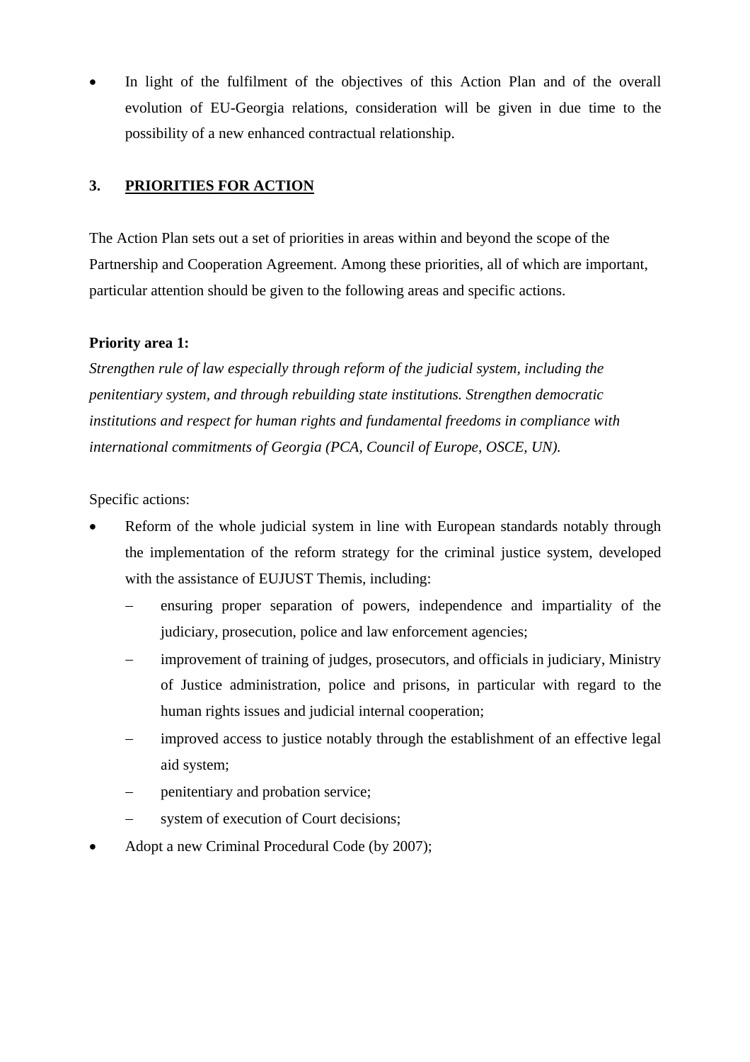- In light of the fulfilment of the objectives of this Action Plan and of the overall evolution of EU-Georgia relations, consideration will be given in due time to the possibility of a new enhanced contractual relationship.

## 3. PRIORITIES FOR ACTION

The Action Plan sets out a set of priorities in areas within and beyond the scope of the Partnership and Cooperation Agreement. Among these priorities, all of which are important, particular attention should be given to the following areas and specific actions.

**Priority area 1:**
*Strengthen rule of law especially through reform of the judicial system, including the penitentiary system, and through rebuilding state institutions. Strengthen democratic institutions and respect for human rights and fundamental freedoms in compliance with international commitments of Georgia (PCA, Council of Europe, OSCE, UN).*

Specific actions:

- Reform of the whole judicial system in line with European standards notably through the implementation of the reform strategy for the criminal justice system, developed with the assistance of EUJUST Themis, including:
  - ensuring proper separation of powers, independence and impartiality of the judiciary, prosecution, police and law enforcement agencies;
  - improvement of training of judges, prosecutors, and officials in judiciary, Ministry of Justice administration, police and prisons, in particular with regard to the human rights issues and judicial internal cooperation;
  - improved access to justice notably through the establishment of an effective legal aid system;
  - penitentiary and probation service;
  - system of execution of Court decisions;
- Adopt a new Criminal Procedural Code (by 2007);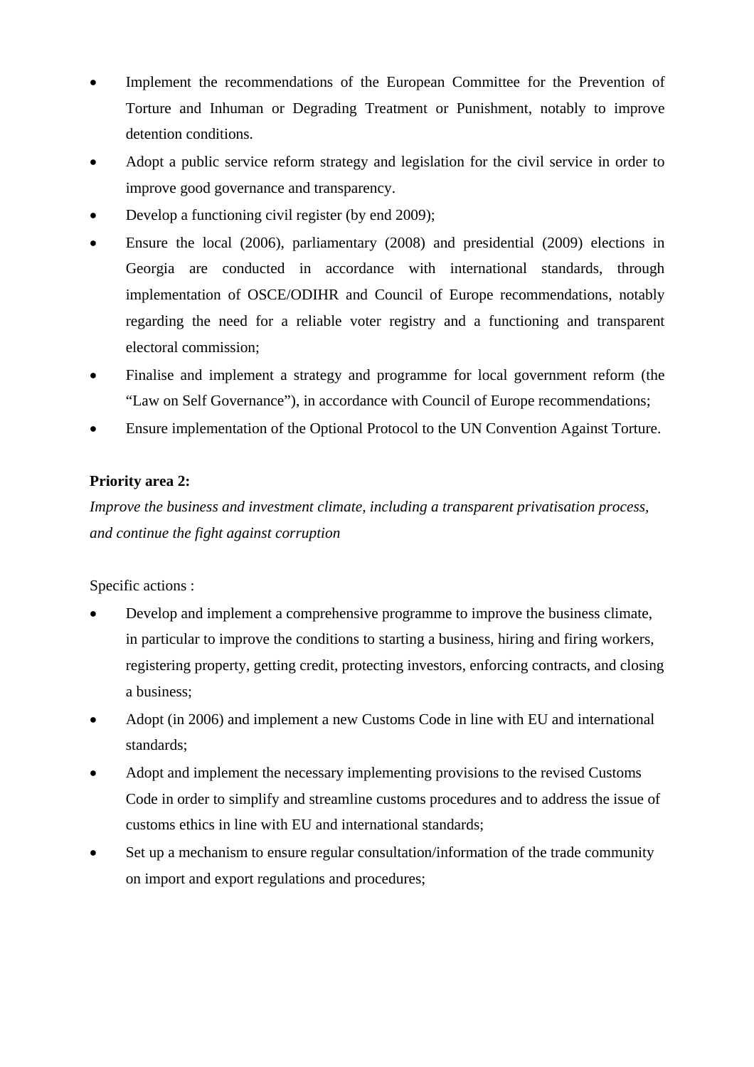- Implement the recommendations of the European Committee for the Prevention of Torture and Inhuman or Degrading Treatment or Punishment, notably to improve detention conditions.
- Adopt a public service reform strategy and legislation for the civil service in order to improve good governance and transparency.
- Develop a functioning civil register (by end 2009);
- Ensure the local (2006), parliamentary (2008) and presidential (2009) elections in Georgia are conducted in accordance with international standards, through implementation of OSCE/ODIHR and Council of Europe recommendations, notably regarding the need for a reliable voter registry and a functioning and transparent electoral commission;
- Finalise and implement a strategy and programme for local government reform (the "Law on Self Governance"), in accordance with Council of Europe recommendations;
- Ensure implementation of the Optional Protocol to the UN Convention Against Torture.

**Priority area 2:**

*Improve the business and investment climate, including a transparent privatisation process, and continue the fight against corruption*

Specific actions :

- Develop and implement a comprehensive programme to improve the business climate, in particular to improve the conditions to starting a business, hiring and firing workers, registering property, getting credit, protecting investors, enforcing contracts, and closing a business;
- Adopt (in 2006) and implement a new Customs Code in line with EU and international standards;
- Adopt and implement the necessary implementing provisions to the revised Customs Code in order to simplify and streamline customs procedures and to address the issue of customs ethics in line with EU and international standards;
- Set up a mechanism to ensure regular consultation/information of the trade community on import and export regulations and procedures;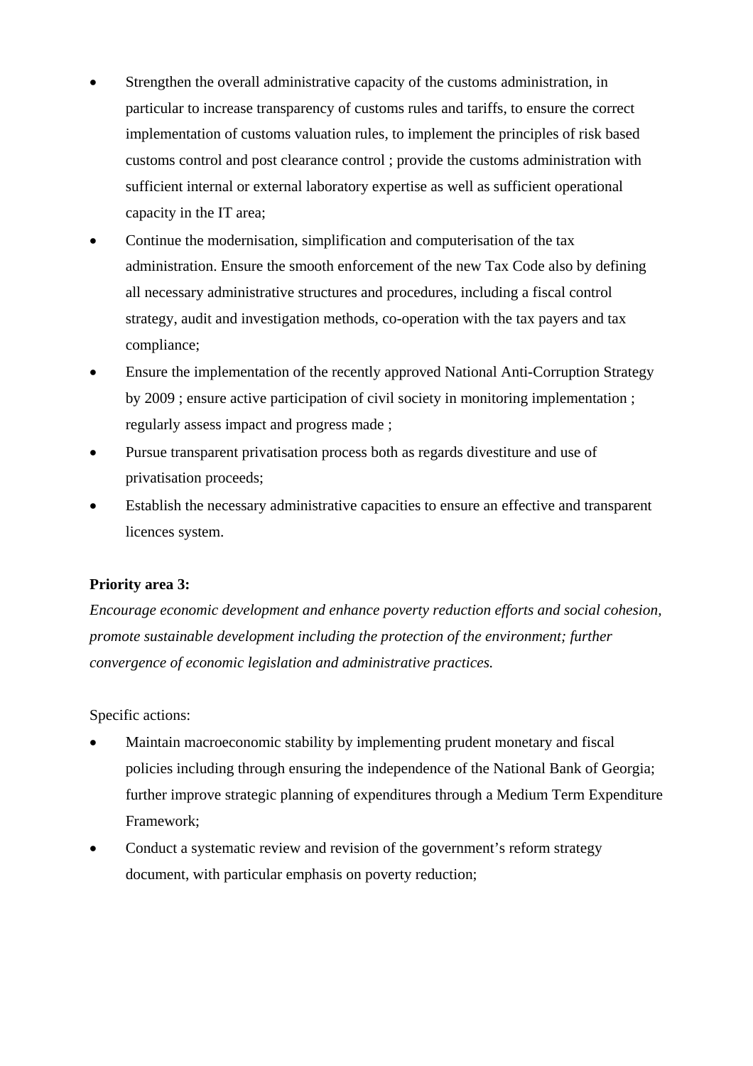- Strengthen the overall administrative capacity of the customs administration, in particular to increase transparency of customs rules and tariffs, to ensure the correct implementation of customs valuation rules, to implement the principles of risk based customs control and post clearance control ; provide the customs administration with sufficient internal or external laboratory expertise as well as sufficient operational capacity in the IT area;
- Continue the modernisation, simplification and computerisation of the tax administration. Ensure the smooth enforcement of the new Tax Code also by defining all necessary administrative structures and procedures, including a fiscal control strategy, audit and investigation methods, co-operation with the tax payers and tax compliance;
- Ensure the implementation of the recently approved National Anti-Corruption Strategy by 2009 ; ensure active participation of civil society in monitoring implementation ; regularly assess impact and progress made ;
- Pursue transparent privatisation process both as regards divestiture and use of privatisation proceeds;
- Establish the necessary administrative capacities to ensure an effective and transparent licences system.

**Priority area 3:**
*Encourage economic development and enhance poverty reduction efforts and social cohesion, promote sustainable development including the protection of the environment; further convergence of economic legislation and administrative practices.*

Specific actions:

- Maintain macroeconomic stability by implementing prudent monetary and fiscal policies including through ensuring the independence of the National Bank of Georgia; further improve strategic planning of expenditures through a Medium Term Expenditure Framework;
- Conduct a systematic review and revision of the government's reform strategy document, with particular emphasis on poverty reduction;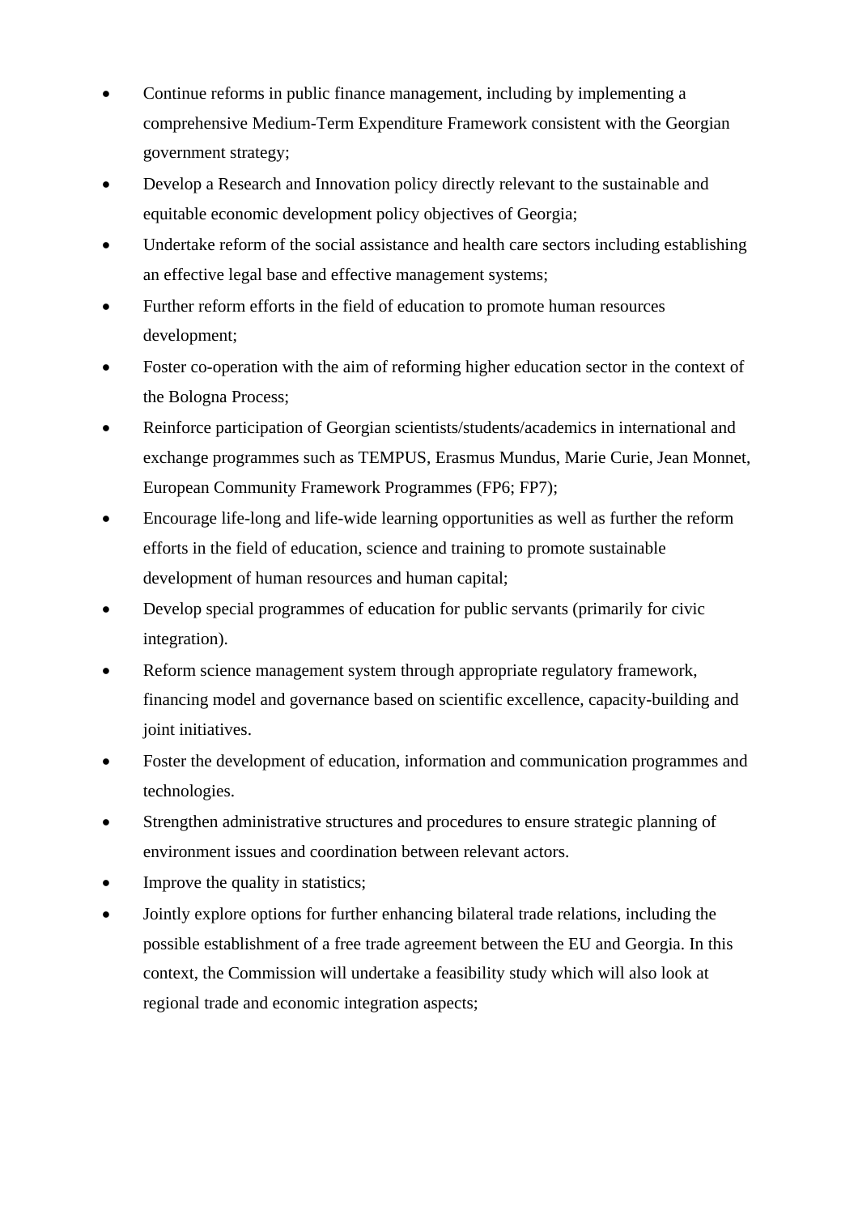- Continue reforms in public finance management, including by implementing a comprehensive Medium-Term Expenditure Framework consistent with the Georgian government strategy;
- Develop a Research and Innovation policy directly relevant to the sustainable and equitable economic development policy objectives of Georgia;
- Undertake reform of the social assistance and health care sectors including establishing an effective legal base and effective management systems;
- Further reform efforts in the field of education to promote human resources development;
- Foster co-operation with the aim of reforming higher education sector in the context of the Bologna Process;
- Reinforce participation of Georgian scientists/students/academics in international and exchange programmes such as TEMPUS, Erasmus Mundus, Marie Curie, Jean Monnet, European Community Framework Programmes (FP6; FP7);
- Encourage life-long and life-wide learning opportunities as well as further the reform efforts in the field of education, science and training to promote sustainable development of human resources and human capital;
- Develop special programmes of education for public servants (primarily for civic integration).
- Reform science management system through appropriate regulatory framework, financing model and governance based on scientific excellence, capacity-building and joint initiatives.
- Foster the development of education, information and communication programmes and technologies.
- Strengthen administrative structures and procedures to ensure strategic planning of environment issues and coordination between relevant actors.
- Improve the quality in statistics;
- Jointly explore options for further enhancing bilateral trade relations, including the possible establishment of a free trade agreement between the EU and Georgia. In this context, the Commission will undertake a feasibility study which will also look at regional trade and economic integration aspects;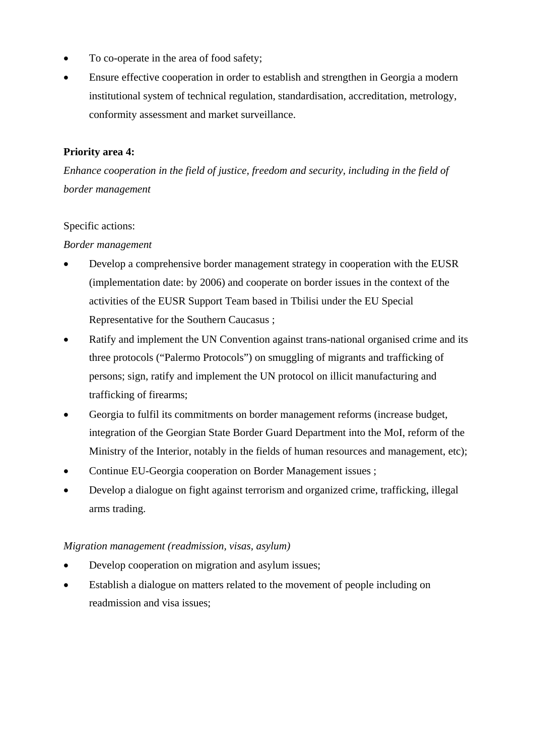- To co-operate in the area of food safety;
- Ensure effective cooperation in order to establish and strengthen in Georgia a modern institutional system of technical regulation, standardisation, accreditation, metrology, conformity assessment and market surveillance.

**Priority area 4:**

*Enhance cooperation in the field of justice, freedom and security, including in the field of border management*

Specific actions:

*Border management*

- Develop a comprehensive border management strategy in cooperation with the EUSR (implementation date: by 2006) and cooperate on border issues in the context of the activities of the EUSR Support Team based in Tbilisi under the EU Special Representative for the Southern Caucasus ;
- Ratify and implement the UN Convention against trans-national organised crime and its three protocols ("Palermo Protocols") on smuggling of migrants and trafficking of persons; sign, ratify and implement the UN protocol on illicit manufacturing and trafficking of firearms;
- Georgia to fulfil its commitments on border management reforms (increase budget, integration of the Georgian State Border Guard Department into the MoI, reform of the Ministry of the Interior, notably in the fields of human resources and management, etc);
- Continue EU-Georgia cooperation on Border Management issues ;
- Develop a dialogue on fight against terrorism and organized crime, trafficking, illegal arms trading.

*Migration management (readmission, visas, asylum)*

- Develop cooperation on migration and asylum issues;
- Establish a dialogue on matters related to the movement of people including on readmission and visa issues;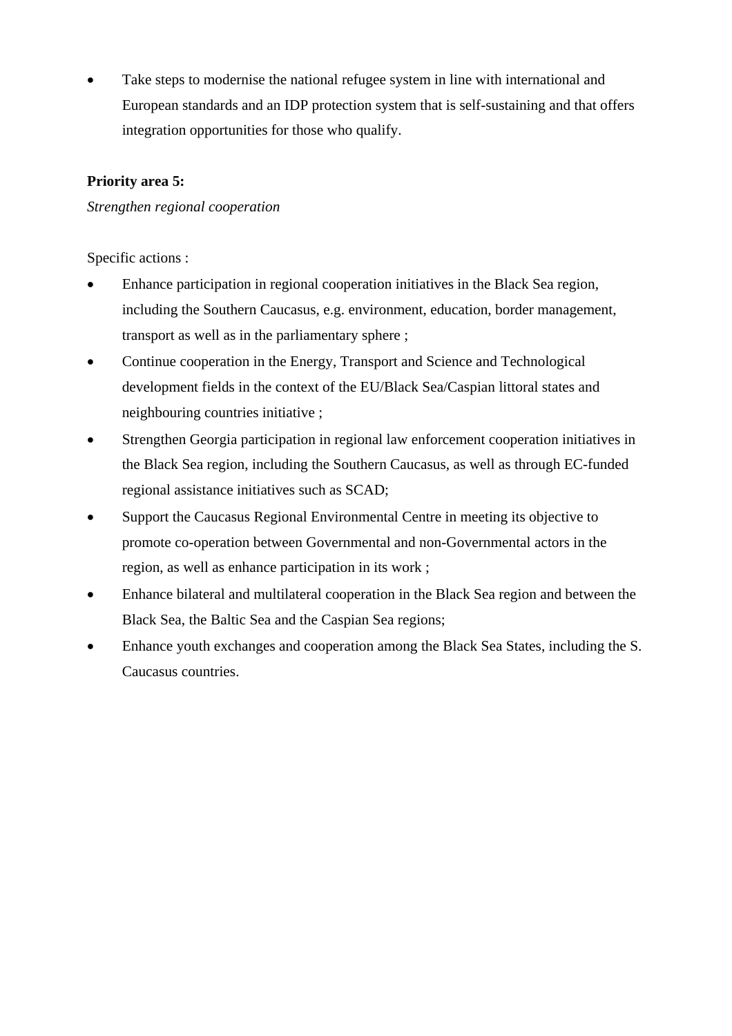- Take steps to modernise the national refugee system in line with international and European standards and an IDP protection system that is self-sustaining and that offers integration opportunities for those who qualify.

**Priority area 5:**

*Strengthen regional cooperation*

Specific actions :

- Enhance participation in regional cooperation initiatives in the Black Sea region, including the Southern Caucasus, e.g. environment, education, border management, transport as well as in the parliamentary sphere ;
- Continue cooperation in the Energy, Transport and Science and Technological development fields in the context of the EU/Black Sea/Caspian littoral states and neighbouring countries initiative ;
- Strengthen Georgia participation in regional law enforcement cooperation initiatives in the Black Sea region, including the Southern Caucasus, as well as through EC-funded regional assistance initiatives such as SCAD;
- Support the Caucasus Regional Environmental Centre in meeting its objective to promote co-operation between Governmental and non-Governmental actors in the region, as well as enhance participation in its work ;
- Enhance bilateral and multilateral cooperation in the Black Sea region and between the Black Sea, the Baltic Sea and the Caspian Sea regions;
- Enhance youth exchanges and cooperation among the Black Sea States, including the S. Caucasus countries.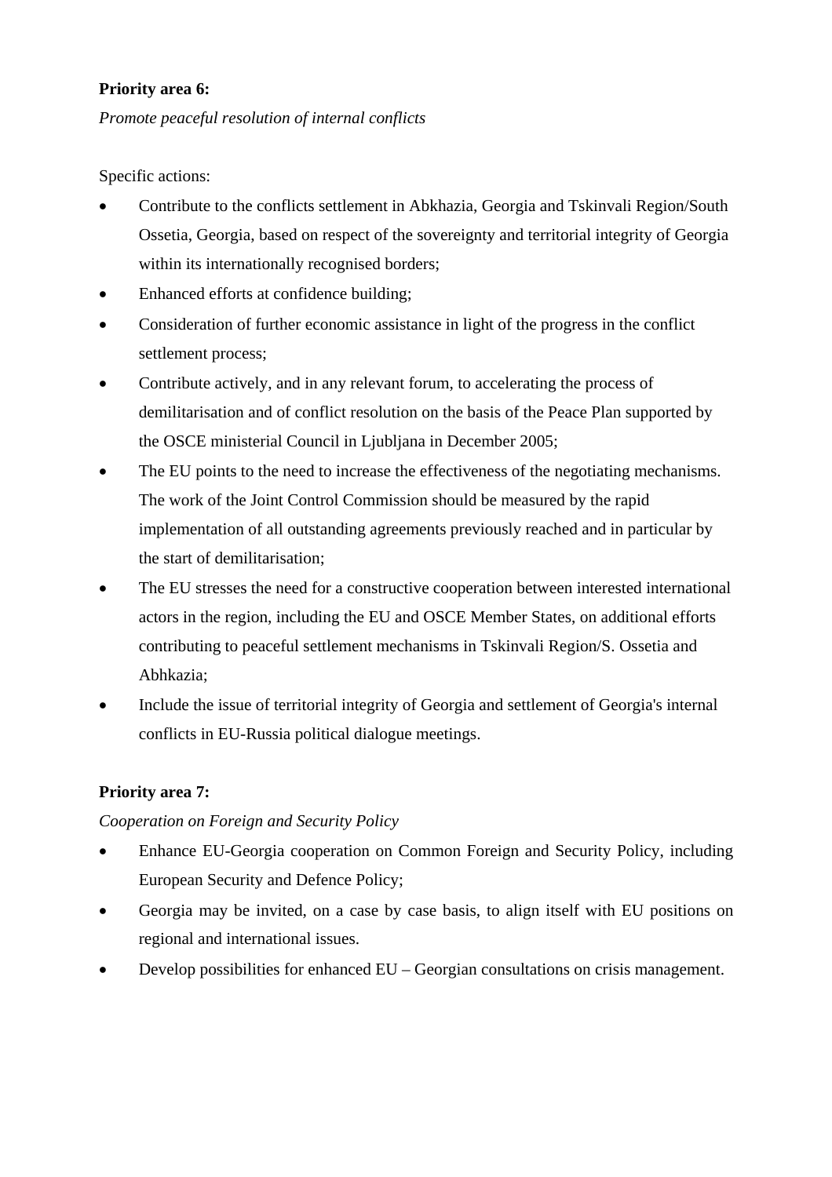**Priority area 6:**

*Promote peaceful resolution of internal conflicts*

Specific actions:

- Contribute to the conflicts settlement in Abkhazia, Georgia and Tskinvali Region/South Ossetia, Georgia, based on respect of the sovereignty and territorial integrity of Georgia within its internationally recognised borders;
- Enhanced efforts at confidence building;
- Consideration of further economic assistance in light of the progress in the conflict settlement process;
- Contribute actively, and in any relevant forum, to accelerating the process of demilitarisation and of conflict resolution on the basis of the Peace Plan supported by the OSCE ministerial Council in Ljubljana in December 2005;
- The EU points to the need to increase the effectiveness of the negotiating mechanisms. The work of the Joint Control Commission should be measured by the rapid implementation of all outstanding agreements previously reached and in particular by the start of demilitarisation;
- The EU stresses the need for a constructive cooperation between interested international actors in the region, including the EU and OSCE Member States, on additional efforts contributing to peaceful settlement mechanisms in Tskinvali Region/S. Ossetia and Abhkazia;
- Include the issue of territorial integrity of Georgia and settlement of Georgia's internal conflicts in EU-Russia political dialogue meetings.

**Priority area 7:**

*Cooperation on Foreign and Security Policy*

- Enhance EU-Georgia cooperation on Common Foreign and Security Policy, including European Security and Defence Policy;
- Georgia may be invited, on a case by case basis, to align itself with EU positions on regional and international issues.
- Develop possibilities for enhanced EU – Georgian consultations on crisis management.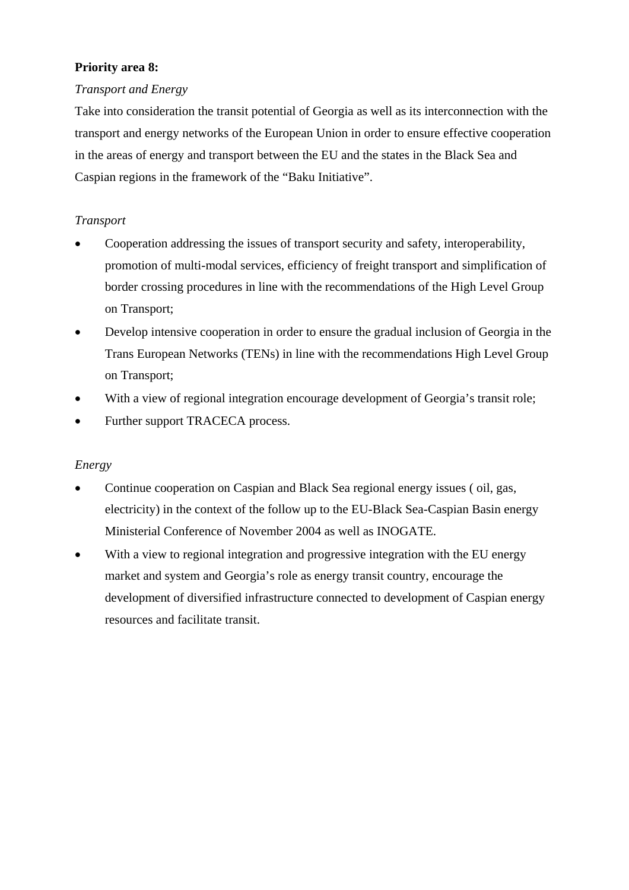**Priority area 8:**

*Transport and Energy*

Take into consideration the transit potential of Georgia as well as its interconnection with the transport and energy networks of the European Union in order to ensure effective cooperation in the areas of energy and transport between the EU and the states in the Black Sea and Caspian regions in the framework of the "Baku Initiative".

*Transport*

- Cooperation addressing the issues of transport security and safety, interoperability, promotion of multi-modal services, efficiency of freight transport and simplification of border crossing procedures in line with the recommendations of the High Level Group on Transport;
- Develop intensive cooperation in order to ensure the gradual inclusion of Georgia in the Trans European Networks (TENs) in line with the recommendations High Level Group on Transport;
- With a view of regional integration encourage development of Georgia's transit role;
- Further support TRACECA process.

*Energy*

- Continue cooperation on Caspian and Black Sea regional energy issues ( oil, gas, electricity) in the context of the follow up to the EU-Black Sea-Caspian Basin energy Ministerial Conference of November 2004 as well as INOGATE.
- With a view to regional integration and progressive integration with the EU energy market and system and Georgia's role as energy transit country, encourage the development of diversified infrastructure connected to development of Caspian energy resources and facilitate transit.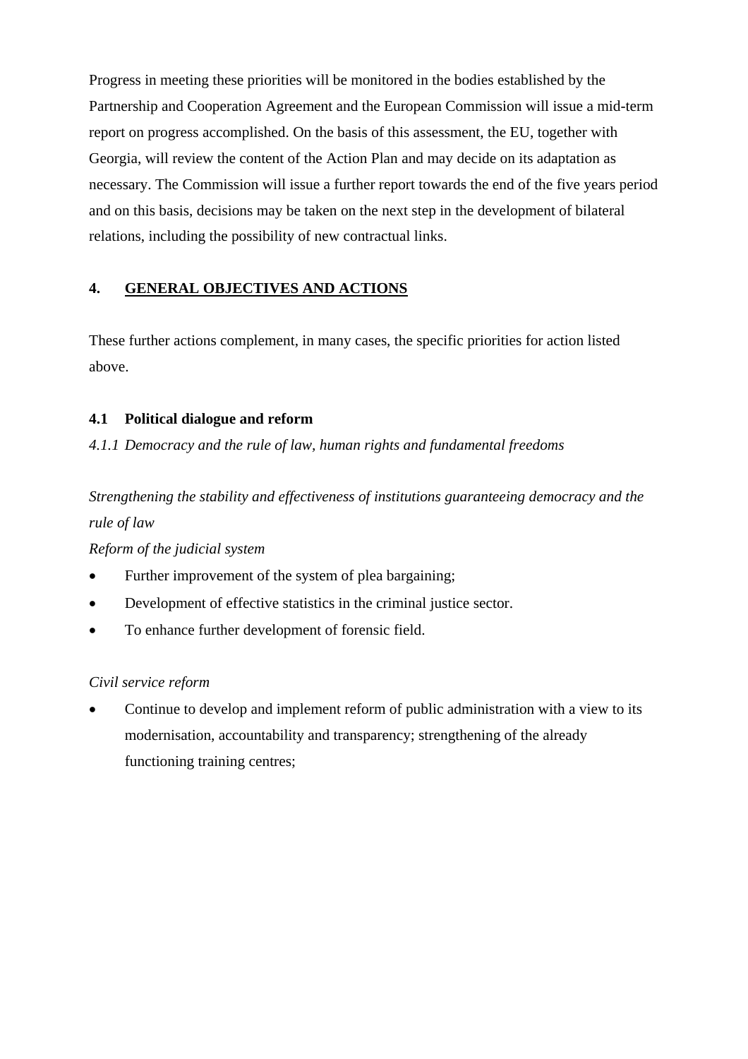Progress in meeting these priorities will be monitored in the bodies established by the Partnership and Cooperation Agreement and the European Commission will issue a mid-term report on progress accomplished. On the basis of this assessment, the EU, together with Georgia, will review the content of the Action Plan and may decide on its adaptation as necessary. The Commission will issue a further report towards the end of the five years period and on this basis, decisions may be taken on the next step in the development of bilateral relations, including the possibility of new contractual links.

## 4. GENERAL OBJECTIVES AND ACTIONS

These further actions complement, in many cases, the specific priorities for action listed above.

### 4.1 Political dialogue and reform

#### *4.1.1 Democracy and the rule of law, human rights and fundamental freedoms*

*Strengthening the stability and effectiveness of institutions guaranteeing democracy and the rule of law*

*Reform of the judicial system*

- Further improvement of the system of plea bargaining;
- Development of effective statistics in the criminal justice sector.
- To enhance further development of forensic field.

*Civil service reform*

- Continue to develop and implement reform of public administration with a view to its modernisation, accountability and transparency; strengthening of the already functioning training centres;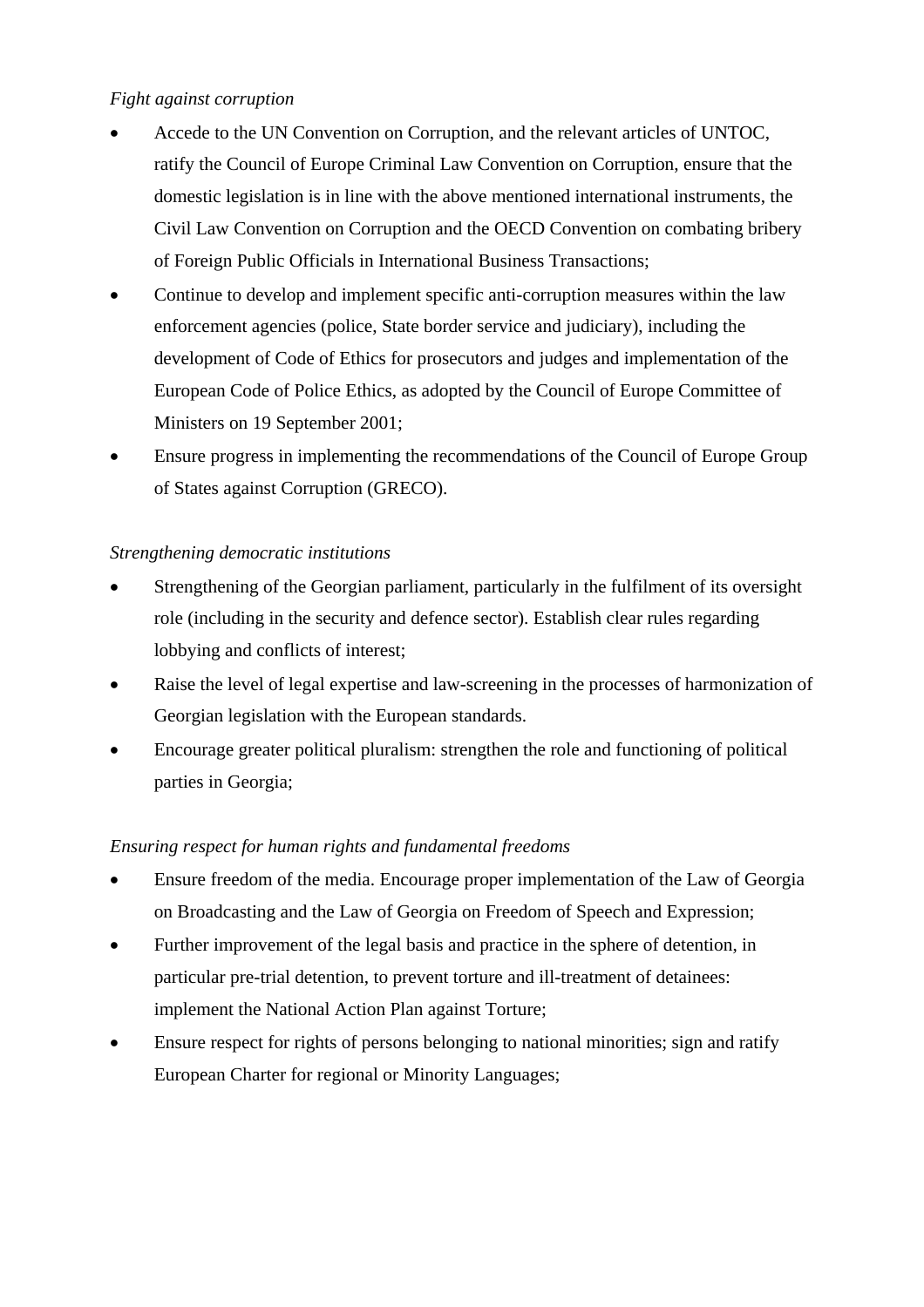*Fight against corruption*

- Accede to the UN Convention on Corruption, and the relevant articles of UNTOC, ratify the Council of Europe Criminal Law Convention on Corruption, ensure that the domestic legislation is in line with the above mentioned international instruments, the Civil Law Convention on Corruption and the OECD Convention on combating bribery of Foreign Public Officials in International Business Transactions;
- Continue to develop and implement specific anti-corruption measures within the law enforcement agencies (police, State border service and judiciary), including the development of Code of Ethics for prosecutors and judges and implementation of the European Code of Police Ethics, as adopted by the Council of Europe Committee of Ministers on 19 September 2001;
- Ensure progress in implementing the recommendations of the Council of Europe Group of States against Corruption (GRECO).

*Strengthening democratic institutions*

- Strengthening of the Georgian parliament, particularly in the fulfilment of its oversight role (including in the security and defence sector). Establish clear rules regarding lobbying and conflicts of interest;
- Raise the level of legal expertise and law-screening in the processes of harmonization of Georgian legislation with the European standards.
- Encourage greater political pluralism: strengthen the role and functioning of political parties in Georgia;

*Ensuring respect for human rights and fundamental freedoms*

- Ensure freedom of the media. Encourage proper implementation of the Law of Georgia on Broadcasting and the Law of Georgia on Freedom of Speech and Expression;
- Further improvement of the legal basis and practice in the sphere of detention, in particular pre-trial detention, to prevent torture and ill-treatment of detainees: implement the National Action Plan against Torture;
- Ensure respect for rights of persons belonging to national minorities; sign and ratify European Charter for regional or Minority Languages;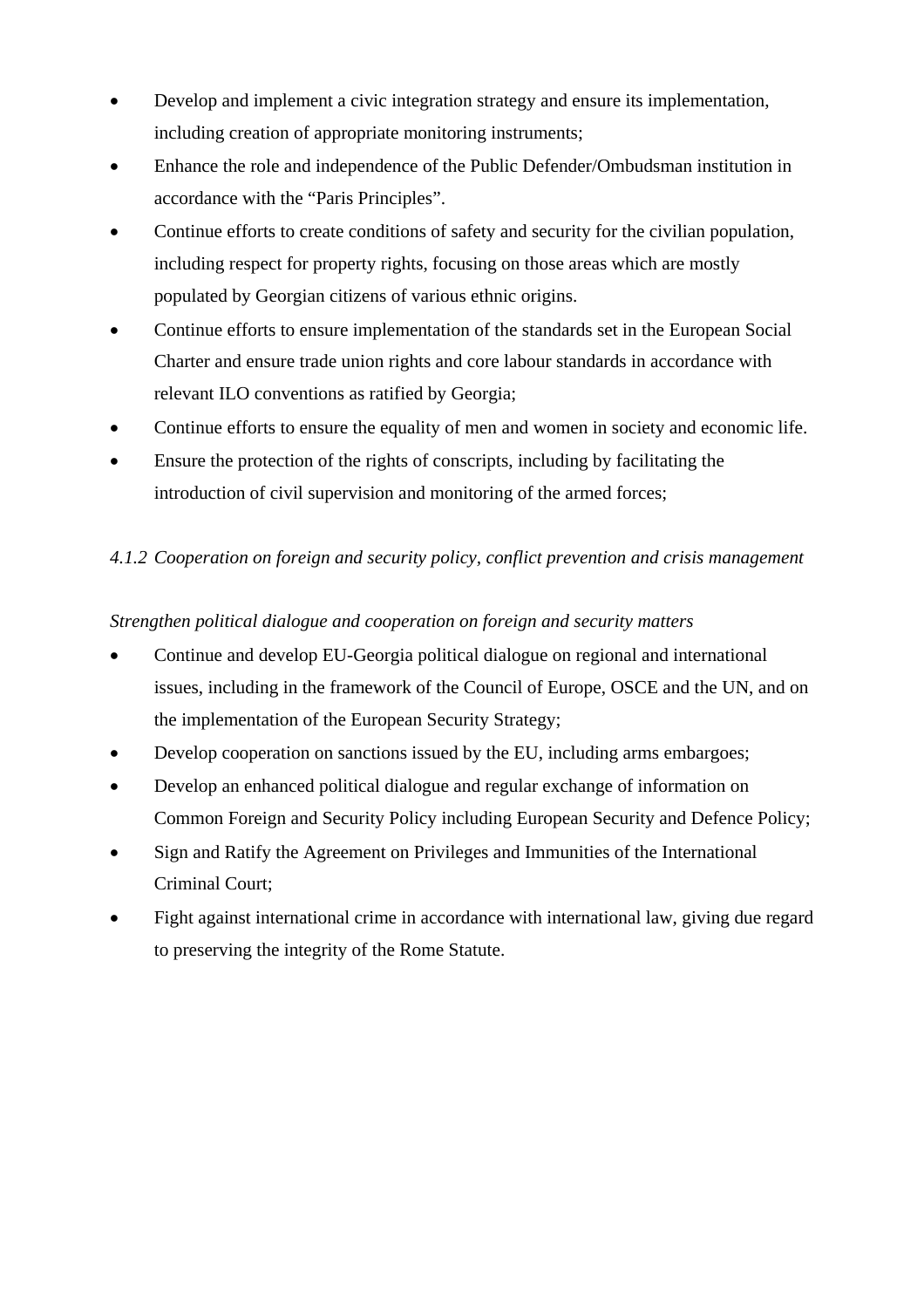- Develop and implement a civic integration strategy and ensure its implementation, including creation of appropriate monitoring instruments;
- Enhance the role and independence of the Public Defender/Ombudsman institution in accordance with the "Paris Principles".
- Continue efforts to create conditions of safety and security for the civilian population, including respect for property rights, focusing on those areas which are mostly populated by Georgian citizens of various ethnic origins.
- Continue efforts to ensure implementation of the standards set in the European Social Charter and ensure trade union rights and core labour standards in accordance with relevant ILO conventions as ratified by Georgia;
- Continue efforts to ensure the equality of men and women in society and economic life.
- Ensure the protection of the rights of conscripts, including by facilitating the introduction of civil supervision and monitoring of the armed forces;

*4.1.2 Cooperation on foreign and security policy, conflict prevention and crisis management*

*Strengthen political dialogue and cooperation on foreign and security matters*

- Continue and develop EU-Georgia political dialogue on regional and international issues, including in the framework of the Council of Europe, OSCE and the UN, and on the implementation of the European Security Strategy;
- Develop cooperation on sanctions issued by the EU, including arms embargoes;
- Develop an enhanced political dialogue and regular exchange of information on Common Foreign and Security Policy including European Security and Defence Policy;
- Sign and Ratify the Agreement on Privileges and Immunities of the International Criminal Court;
- Fight against international crime in accordance with international law, giving due regard to preserving the integrity of the Rome Statute.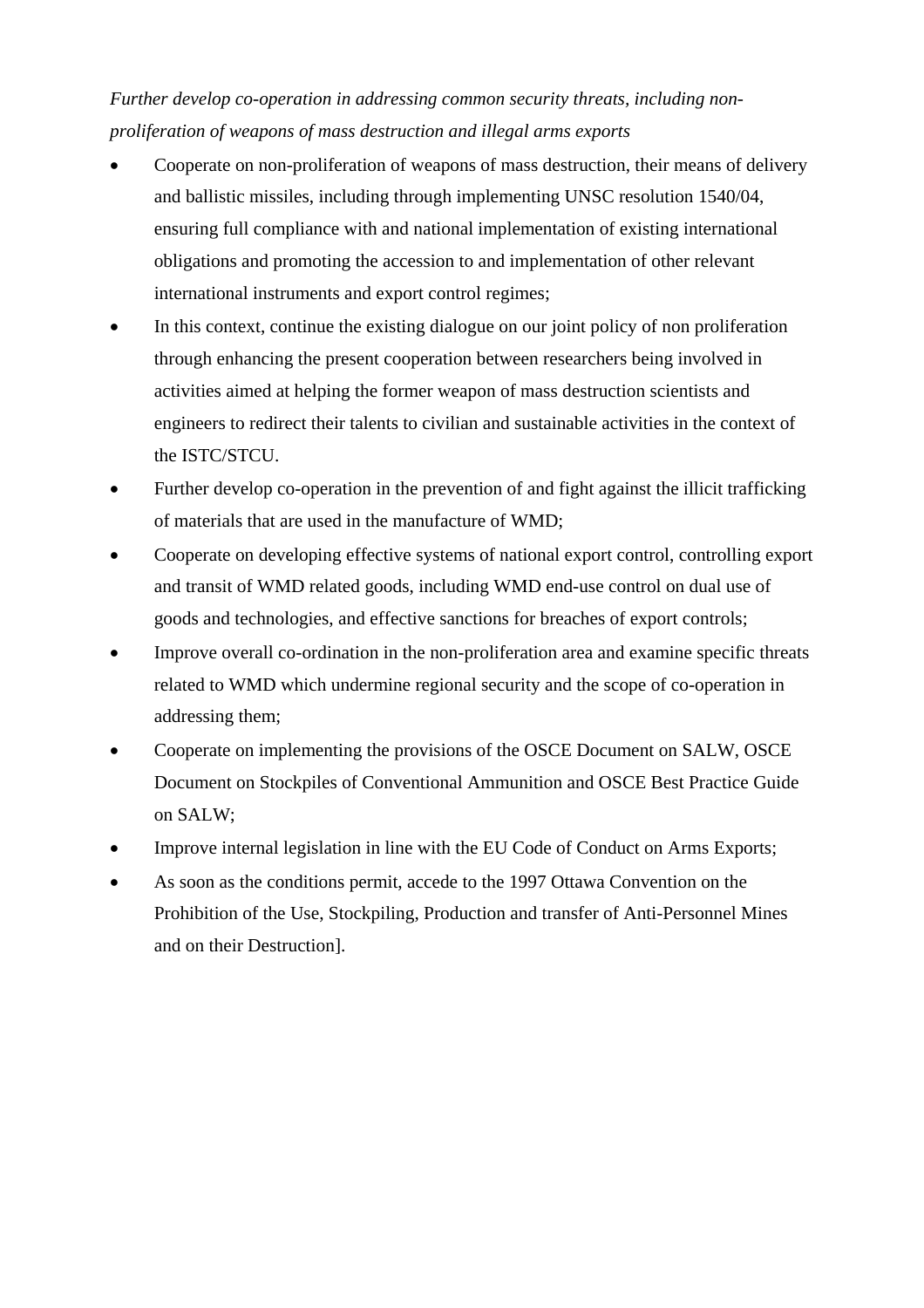*Further develop co-operation in addressing common security threats, including non-proliferation of weapons of mass destruction and illegal arms exports*

- Cooperate on non-proliferation of weapons of mass destruction, their means of delivery and ballistic missiles, including through implementing UNSC resolution 1540/04, ensuring full compliance with and national implementation of existing international obligations and promoting the accession to and implementation of other relevant international instruments and export control regimes;
- In this context, continue the existing dialogue on our joint policy of non proliferation through enhancing the present cooperation between researchers being involved in activities aimed at helping the former weapon of mass destruction scientists and engineers to redirect their talents to civilian and sustainable activities in the context of the ISTC/STCU.
- Further develop co-operation in the prevention of and fight against the illicit trafficking of materials that are used in the manufacture of WMD;
- Cooperate on developing effective systems of national export control, controlling export and transit of WMD related goods, including WMD end-use control on dual use of goods and technologies, and effective sanctions for breaches of export controls;
- Improve overall co-ordination in the non-proliferation area and examine specific threats related to WMD which undermine regional security and the scope of co-operation in addressing them;
- Cooperate on implementing the provisions of the OSCE Document on SALW, OSCE Document on Stockpiles of Conventional Ammunition and OSCE Best Practice Guide on SALW;
- Improve internal legislation in line with the EU Code of Conduct on Arms Exports;
- As soon as the conditions permit, accede to the 1997 Ottawa Convention on the Prohibition of the Use, Stockpiling, Production and transfer of Anti-Personnel Mines and on their Destruction].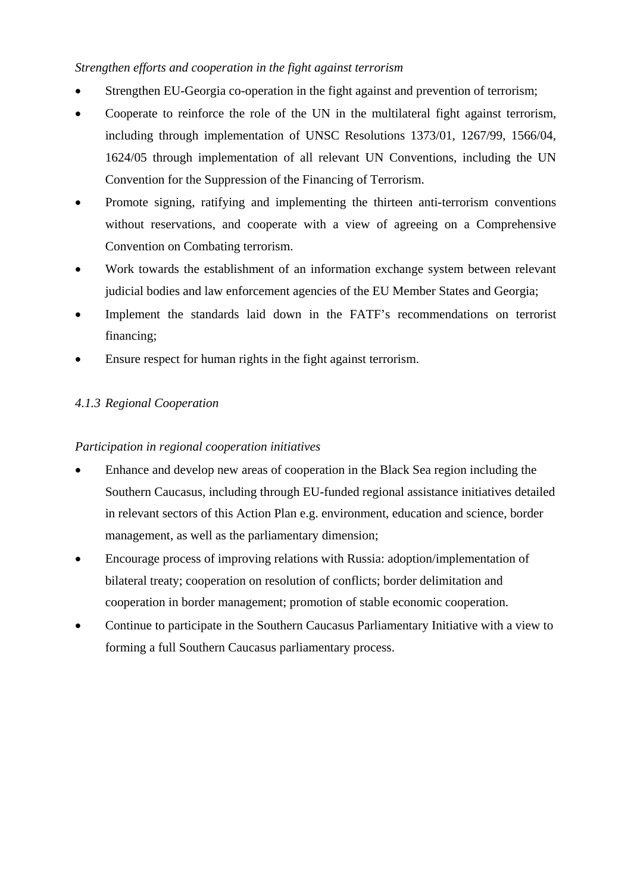*Strengthen efforts and cooperation in the fight against terrorism*

- Strengthen EU-Georgia co-operation in the fight against and prevention of terrorism;
- Cooperate to reinforce the role of the UN in the multilateral fight against terrorism, including through implementation of UNSC Resolutions 1373/01, 1267/99, 1566/04, 1624/05 through implementation of all relevant UN Conventions, including the UN Convention for the Suppression of the Financing of Terrorism.
- Promote signing, ratifying and implementing the thirteen anti-terrorism conventions without reservations, and cooperate with a view of agreeing on a Comprehensive Convention on Combating terrorism.
- Work towards the establishment of an information exchange system between relevant judicial bodies and law enforcement agencies of the EU Member States and Georgia;
- Implement the standards laid down in the FATF's recommendations on terrorist financing;
- Ensure respect for human rights in the fight against terrorism.

### *4.1.3 Regional Cooperation*

*Participation in regional cooperation initiatives*

- Enhance and develop new areas of cooperation in the Black Sea region including the Southern Caucasus, including through EU-funded regional assistance initiatives detailed in relevant sectors of this Action Plan e.g. environment, education and science, border management, as well as the parliamentary dimension;
- Encourage process of improving relations with Russia: adoption/implementation of bilateral treaty; cooperation on resolution of conflicts; border delimitation and cooperation in border management; promotion of stable economic cooperation.
- Continue to participate in the Southern Caucasus Parliamentary Initiative with a view to forming a full Southern Caucasus parliamentary process.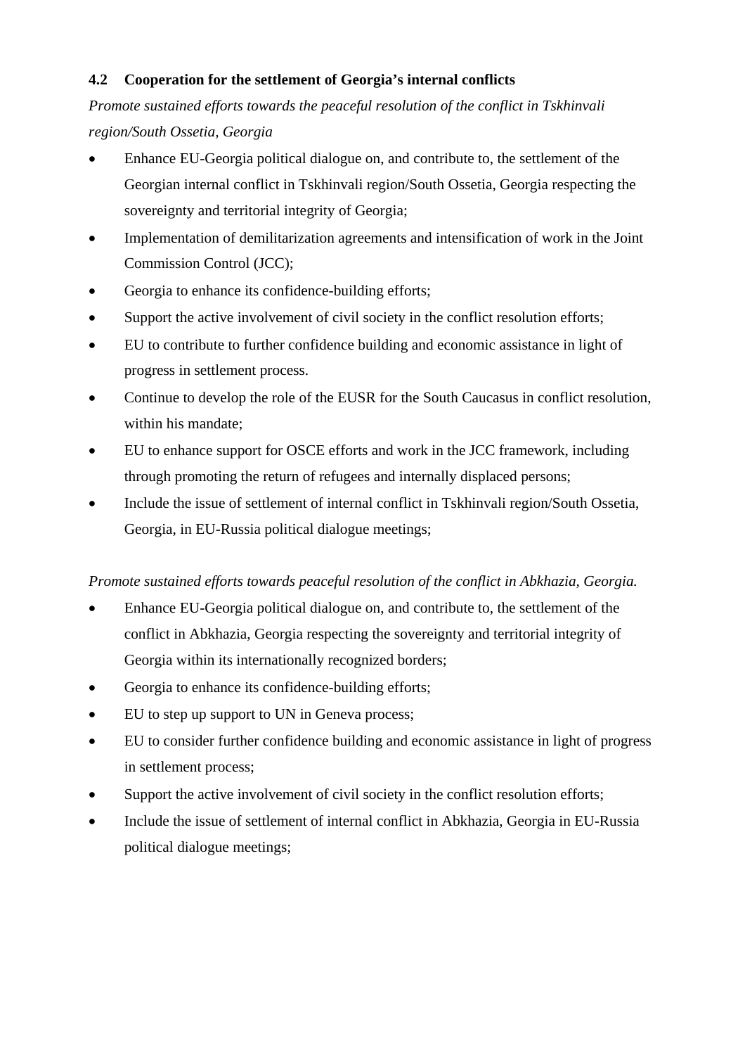### 4.2 Cooperation for the settlement of Georgia's internal conflicts

*Promote sustained efforts towards the peaceful resolution of the conflict in Tskhinvali region/South Ossetia, Georgia*

- Enhance EU-Georgia political dialogue on, and contribute to, the settlement of the Georgian internal conflict in Tskhinvali region/South Ossetia, Georgia respecting the sovereignty and territorial integrity of Georgia;
- Implementation of demilitarization agreements and intensification of work in the Joint Commission Control (JCC);
- Georgia to enhance its confidence-building efforts;
- Support the active involvement of civil society in the conflict resolution efforts;
- EU to contribute to further confidence building and economic assistance in light of progress in settlement process.
- Continue to develop the role of the EUSR for the South Caucasus in conflict resolution, within his mandate;
- EU to enhance support for OSCE efforts and work in the JCC framework, including through promoting the return of refugees and internally displaced persons;
- Include the issue of settlement of internal conflict in Tskhinvali region/South Ossetia, Georgia, in EU-Russia political dialogue meetings;

*Promote sustained efforts towards peaceful resolution of the conflict in Abkhazia, Georgia.*

- Enhance EU-Georgia political dialogue on, and contribute to, the settlement of the conflict in Abkhazia, Georgia respecting the sovereignty and territorial integrity of Georgia within its internationally recognized borders;
- Georgia to enhance its confidence-building efforts;
- EU to step up support to UN in Geneva process;
- EU to consider further confidence building and economic assistance in light of progress in settlement process;
- Support the active involvement of civil society in the conflict resolution efforts;
- Include the issue of settlement of internal conflict in Abkhazia, Georgia in EU-Russia political dialogue meetings;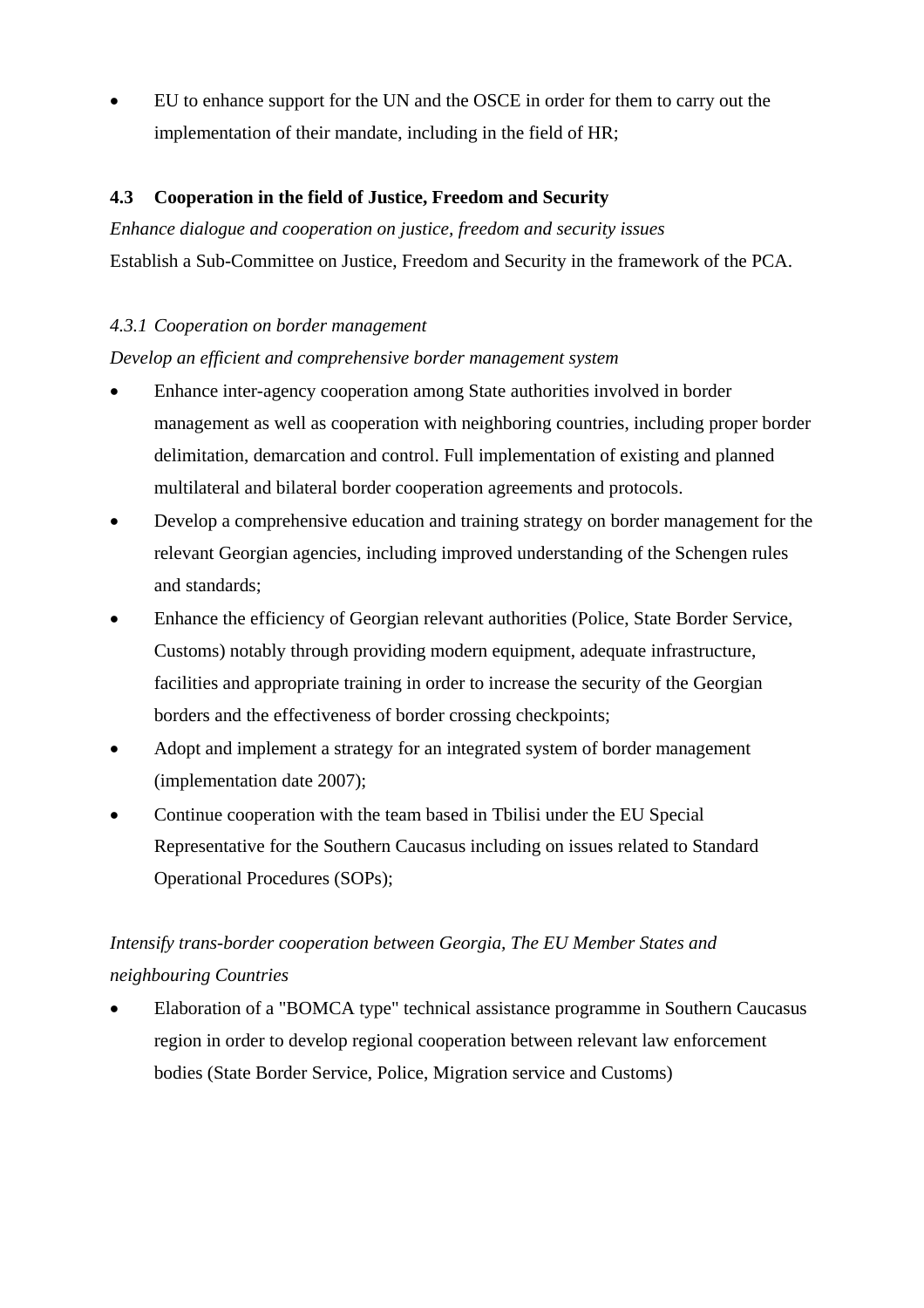- EU to enhance support for the UN and the OSCE in order for them to carry out the implementation of their mandate, including in the field of HR;

### 4.3 Cooperation in the field of Justice, Freedom and Security

*Enhance dialogue and cooperation on justice, freedom and security issues*

Establish a Sub-Committee on Justice, Freedom and Security in the framework of the PCA.

#### *4.3.1 Cooperation on border management*

*Develop an efficient and comprehensive border management system*

- Enhance inter-agency cooperation among State authorities involved in border management as well as cooperation with neighboring countries, including proper border delimitation, demarcation and control. Full implementation of existing and planned multilateral and bilateral border cooperation agreements and protocols.
- Develop a comprehensive education and training strategy on border management for the relevant Georgian agencies, including improved understanding of the Schengen rules and standards;
- Enhance the efficiency of Georgian relevant authorities (Police, State Border Service, Customs) notably through providing modern equipment, adequate infrastructure, facilities and appropriate training in order to increase the security of the Georgian borders and the effectiveness of border crossing checkpoints;
- Adopt and implement a strategy for an integrated system of border management (implementation date 2007);
- Continue cooperation with the team based in Tbilisi under the EU Special Representative for the Southern Caucasus including on issues related to Standard Operational Procedures (SOPs);

*Intensify trans-border cooperation between Georgia, The EU Member States and neighbouring Countries*

- Elaboration of a "BOMCA type" technical assistance programme in Southern Caucasus region in order to develop regional cooperation between relevant law enforcement bodies (State Border Service, Police, Migration service and Customs)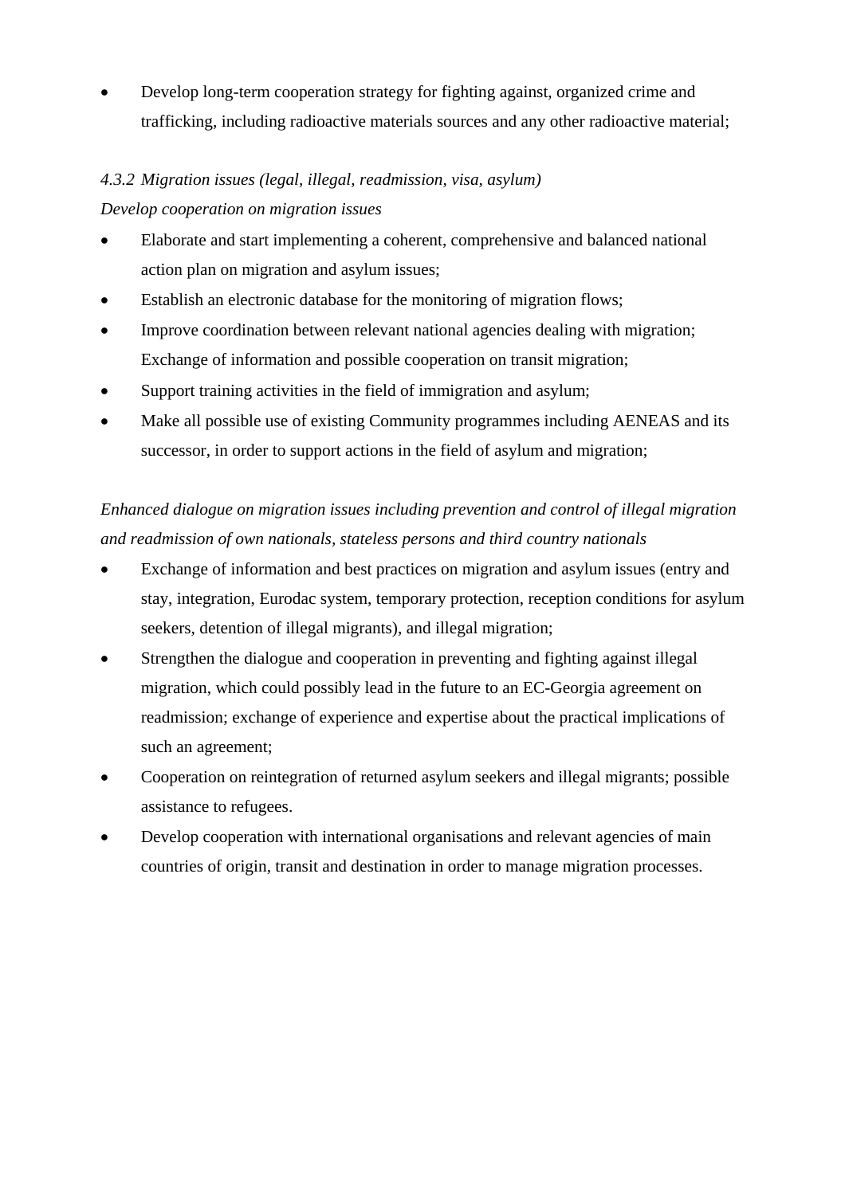- Develop long-term cooperation strategy for fighting against, organized crime and trafficking, including radioactive materials sources and any other radioactive material;

*4.3.2 Migration issues (legal, illegal, readmission, visa, asylum)*

*Develop cooperation on migration issues*

- Elaborate and start implementing a coherent, comprehensive and balanced national action plan on migration and asylum issues;
- Establish an electronic database for the monitoring of migration flows;
- Improve coordination between relevant national agencies dealing with migration; Exchange of information and possible cooperation on transit migration;
- Support training activities in the field of immigration and asylum;
- Make all possible use of existing Community programmes including AENEAS and its successor, in order to support actions in the field of asylum and migration;

*Enhanced dialogue on migration issues including prevention and control of illegal migration and readmission of own nationals, stateless persons and third country nationals*

- Exchange of information and best practices on migration and asylum issues (entry and stay, integration, Eurodac system, temporary protection, reception conditions for asylum seekers, detention of illegal migrants), and illegal migration;
- Strengthen the dialogue and cooperation in preventing and fighting against illegal migration, which could possibly lead in the future to an EC-Georgia agreement on readmission; exchange of experience and expertise about the practical implications of such an agreement;
- Cooperation on reintegration of returned asylum seekers and illegal migrants; possible assistance to refugees.
- Develop cooperation with international organisations and relevant agencies of main countries of origin, transit and destination in order to manage migration processes.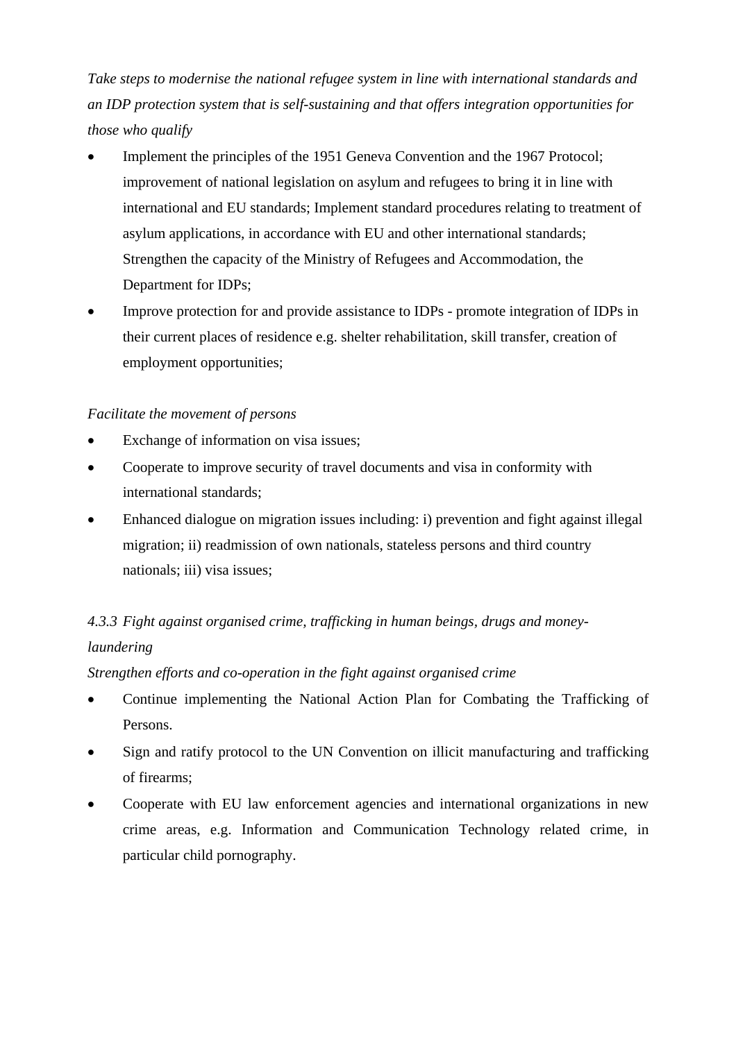*Take steps to modernise the national refugee system in line with international standards and an IDP protection system that is self-sustaining and that offers integration opportunities for those who qualify*

- Implement the principles of the 1951 Geneva Convention and the 1967 Protocol; improvement of national legislation on asylum and refugees to bring it in line with international and EU standards; Implement standard procedures relating to treatment of asylum applications, in accordance with EU and other international standards; Strengthen the capacity of the Ministry of Refugees and Accommodation, the Department for IDPs;
- Improve protection for and provide assistance to IDPs - promote integration of IDPs in their current places of residence e.g. shelter rehabilitation, skill transfer, creation of employment opportunities;

*Facilitate the movement of persons*

- Exchange of information on visa issues;
- Cooperate to improve security of travel documents and visa in conformity with international standards;
- Enhanced dialogue on migration issues including: i) prevention and fight against illegal migration; ii) readmission of own nationals, stateless persons and third country nationals; iii) visa issues;

### *4.3.3 Fight against organised crime, trafficking in human beings, drugs and money-laundering*

*Strengthen efforts and co-operation in the fight against organised crime*

- Continue implementing the National Action Plan for Combating the Trafficking of Persons.
- Sign and ratify protocol to the UN Convention on illicit manufacturing and trafficking of firearms;
- Cooperate with EU law enforcement agencies and international organizations in new crime areas, e.g. Information and Communication Technology related crime, in particular child pornography.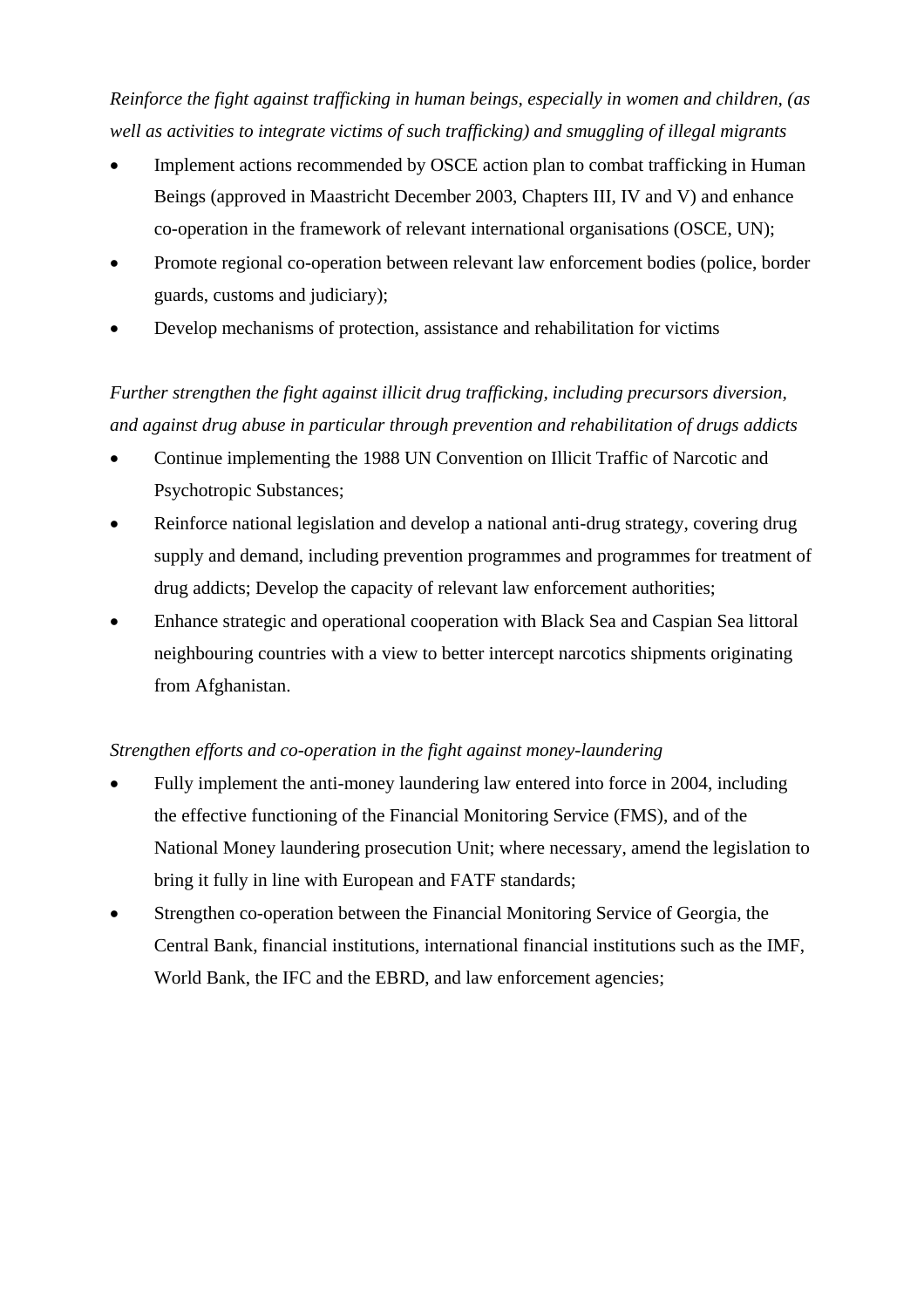*Reinforce the fight against trafficking in human beings, especially in women and children, (as well as activities to integrate victims of such trafficking) and smuggling of illegal migrants*

- Implement actions recommended by OSCE action plan to combat trafficking in Human Beings (approved in Maastricht December 2003, Chapters III, IV and V) and enhance co-operation in the framework of relevant international organisations (OSCE, UN);
- Promote regional co-operation between relevant law enforcement bodies (police, border guards, customs and judiciary);
- Develop mechanisms of protection, assistance and rehabilitation for victims

*Further strengthen the fight against illicit drug trafficking, including precursors diversion, and against drug abuse in particular through prevention and rehabilitation of drugs addicts*

- Continue implementing the 1988 UN Convention on Illicit Traffic of Narcotic and Psychotropic Substances;
- Reinforce national legislation and develop a national anti-drug strategy, covering drug supply and demand, including prevention programmes and programmes for treatment of drug addicts; Develop the capacity of relevant law enforcement authorities;
- Enhance strategic and operational cooperation with Black Sea and Caspian Sea littoral neighbouring countries with a view to better intercept narcotics shipments originating from Afghanistan.

*Strengthen efforts and co-operation in the fight against money-laundering*

- Fully implement the anti-money laundering law entered into force in 2004, including the effective functioning of the Financial Monitoring Service (FMS), and of the National Money laundering prosecution Unit; where necessary, amend the legislation to bring it fully in line with European and FATF standards;
- Strengthen co-operation between the Financial Monitoring Service of Georgia, the Central Bank, financial institutions, international financial institutions such as the IMF, World Bank, the IFC and the EBRD, and law enforcement agencies;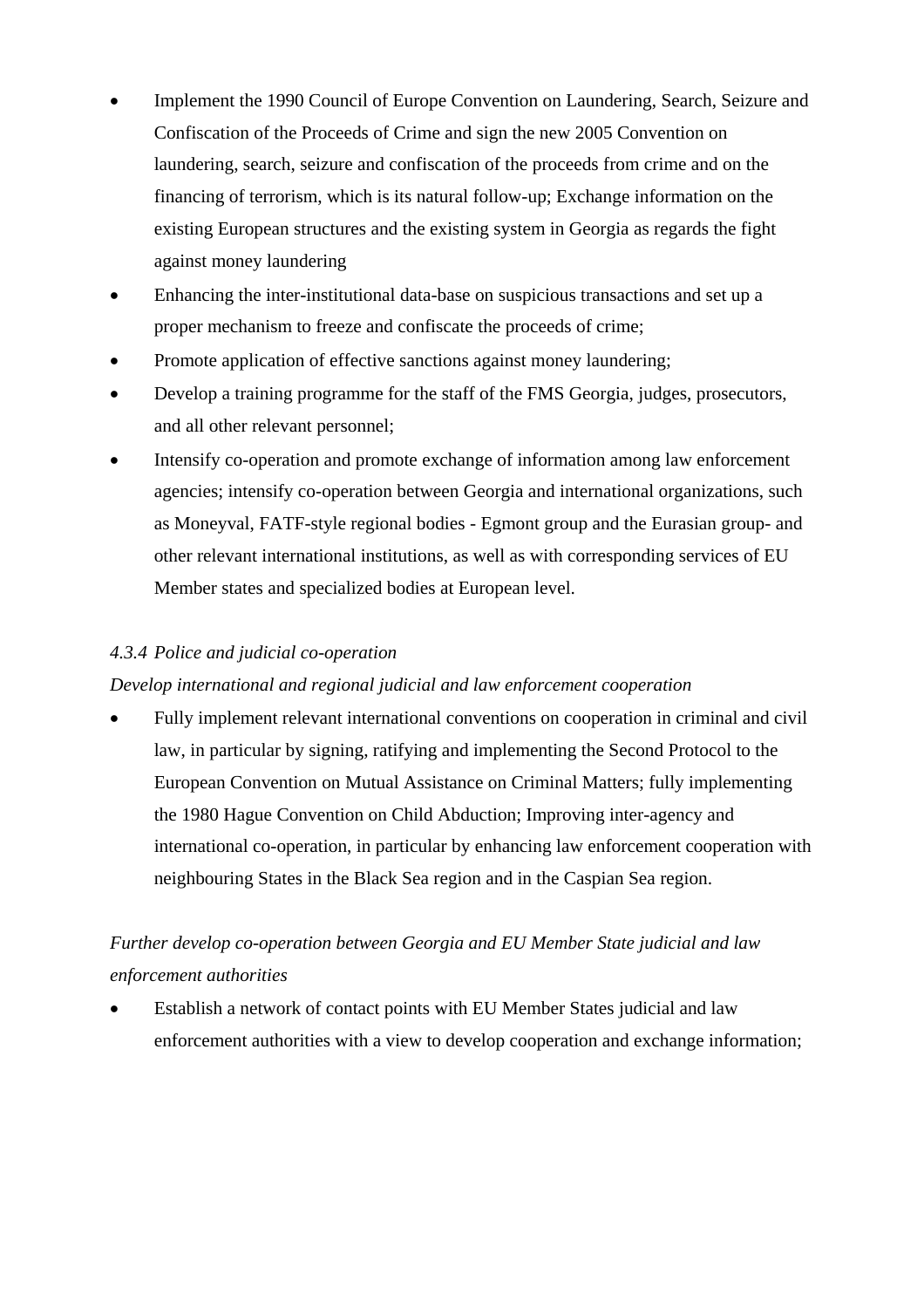- Implement the 1990 Council of Europe Convention on Laundering, Search, Seizure and Confiscation of the Proceeds of Crime and sign the new 2005 Convention on laundering, search, seizure and confiscation of the proceeds from crime and on the financing of terrorism, which is its natural follow-up; Exchange information on the existing European structures and the existing system in Georgia as regards the fight against money laundering
- Enhancing the inter-institutional data-base on suspicious transactions and set up a proper mechanism to freeze and confiscate the proceeds of crime;
- Promote application of effective sanctions against money laundering;
- Develop a training programme for the staff of the FMS Georgia, judges, prosecutors, and all other relevant personnel;
- Intensify co-operation and promote exchange of information among law enforcement agencies; intensify co-operation between Georgia and international organizations, such as Moneyval, FATF-style regional bodies - Egmont group and the Eurasian group- and other relevant international institutions, as well as with corresponding services of EU Member states and specialized bodies at European level.

*4.3.4 Police and judicial co-operation*

*Develop international and regional judicial and law enforcement cooperation*

- Fully implement relevant international conventions on cooperation in criminal and civil law, in particular by signing, ratifying and implementing the Second Protocol to the European Convention on Mutual Assistance on Criminal Matters; fully implementing the 1980 Hague Convention on Child Abduction; Improving inter-agency and international co-operation, in particular by enhancing law enforcement cooperation with neighbouring States in the Black Sea region and in the Caspian Sea region.

*Further develop co-operation between Georgia and EU Member State judicial and law enforcement authorities*

- Establish a network of contact points with EU Member States judicial and law enforcement authorities with a view to develop cooperation and exchange information;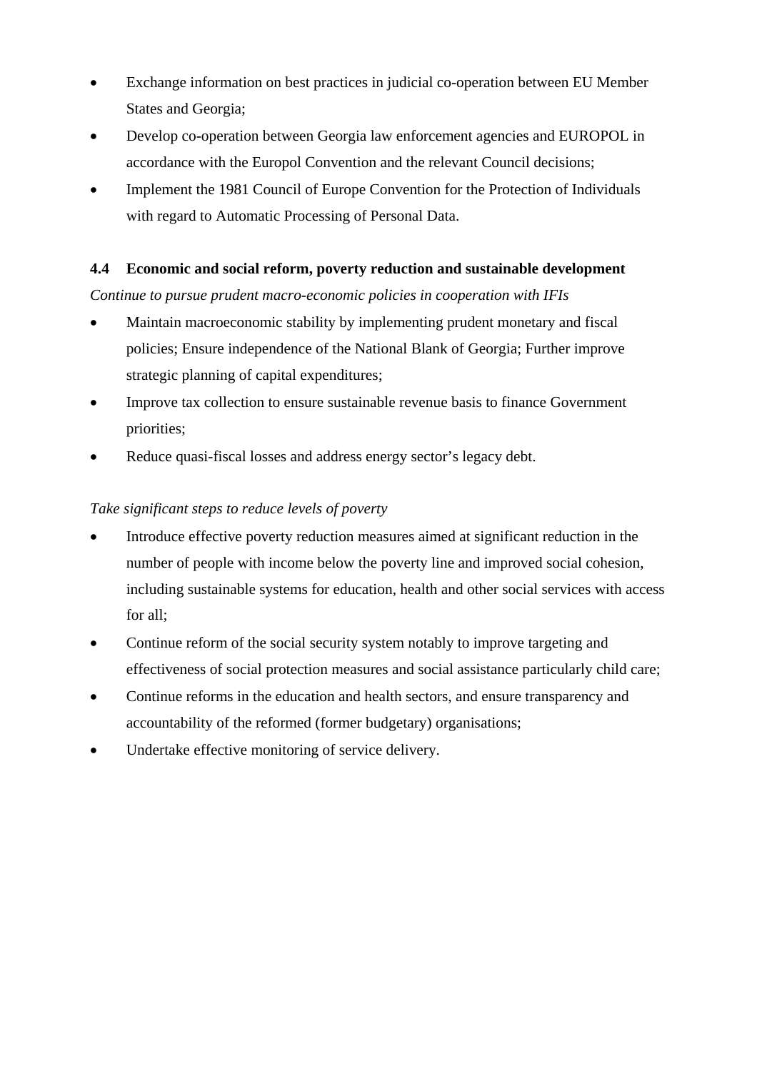- Exchange information on best practices in judicial co-operation between EU Member States and Georgia;
- Develop co-operation between Georgia law enforcement agencies and EUROPOL in accordance with the Europol Convention and the relevant Council decisions;
- Implement the 1981 Council of Europe Convention for the Protection of Individuals with regard to Automatic Processing of Personal Data.

### 4.4 Economic and social reform, poverty reduction and sustainable development

*Continue to pursue prudent macro-economic policies in cooperation with IFIs*

- Maintain macroeconomic stability by implementing prudent monetary and fiscal policies; Ensure independence of the National Blank of Georgia; Further improve strategic planning of capital expenditures;
- Improve tax collection to ensure sustainable revenue basis to finance Government priorities;
- Reduce quasi-fiscal losses and address energy sector's legacy debt.

*Take significant steps to reduce levels of poverty*

- Introduce effective poverty reduction measures aimed at significant reduction in the number of people with income below the poverty line and improved social cohesion, including sustainable systems for education, health and other social services with access for all;
- Continue reform of the social security system notably to improve targeting and effectiveness of social protection measures and social assistance particularly child care;
- Continue reforms in the education and health sectors, and ensure transparency and accountability of the reformed (former budgetary) organisations;
- Undertake effective monitoring of service delivery.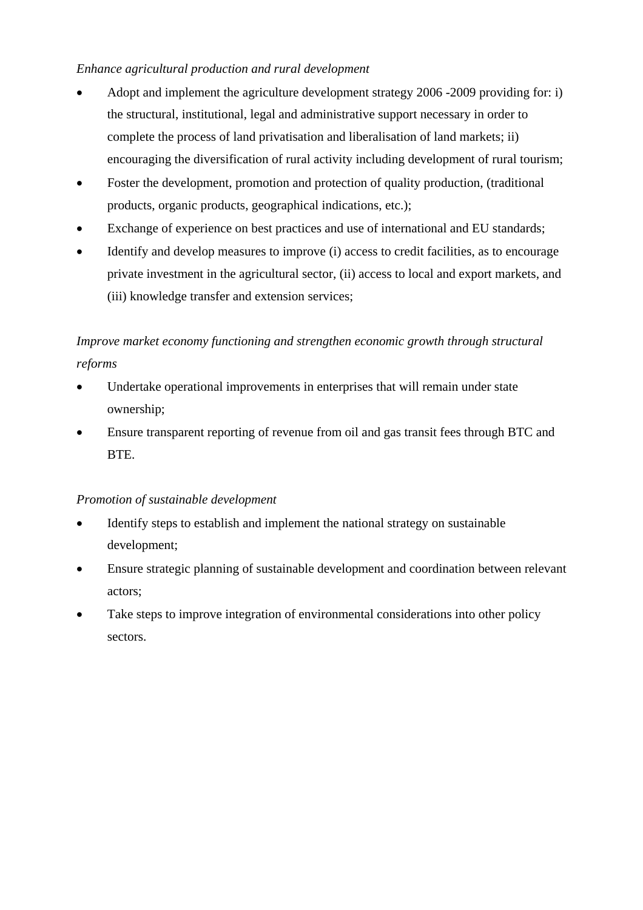*Enhance agricultural production and rural development*

- Adopt and implement the agriculture development strategy 2006 -2009 providing for: i) the structural, institutional, legal and administrative support necessary in order to complete the process of land privatisation and liberalisation of land markets; ii) encouraging the diversification of rural activity including development of rural tourism;
- Foster the development, promotion and protection of quality production, (traditional products, organic products, geographical indications, etc.);
- Exchange of experience on best practices and use of international and EU standards;
- Identify and develop measures to improve (i) access to credit facilities, as to encourage private investment in the agricultural sector, (ii) access to local and export markets, and (iii) knowledge transfer and extension services;

*Improve market economy functioning and strengthen economic growth through structural reforms*

- Undertake operational improvements in enterprises that will remain under state ownership;
- Ensure transparent reporting of revenue from oil and gas transit fees through BTC and BTE.

*Promotion of sustainable development*

- Identify steps to establish and implement the national strategy on sustainable development;
- Ensure strategic planning of sustainable development and coordination between relevant actors;
- Take steps to improve integration of environmental considerations into other policy sectors.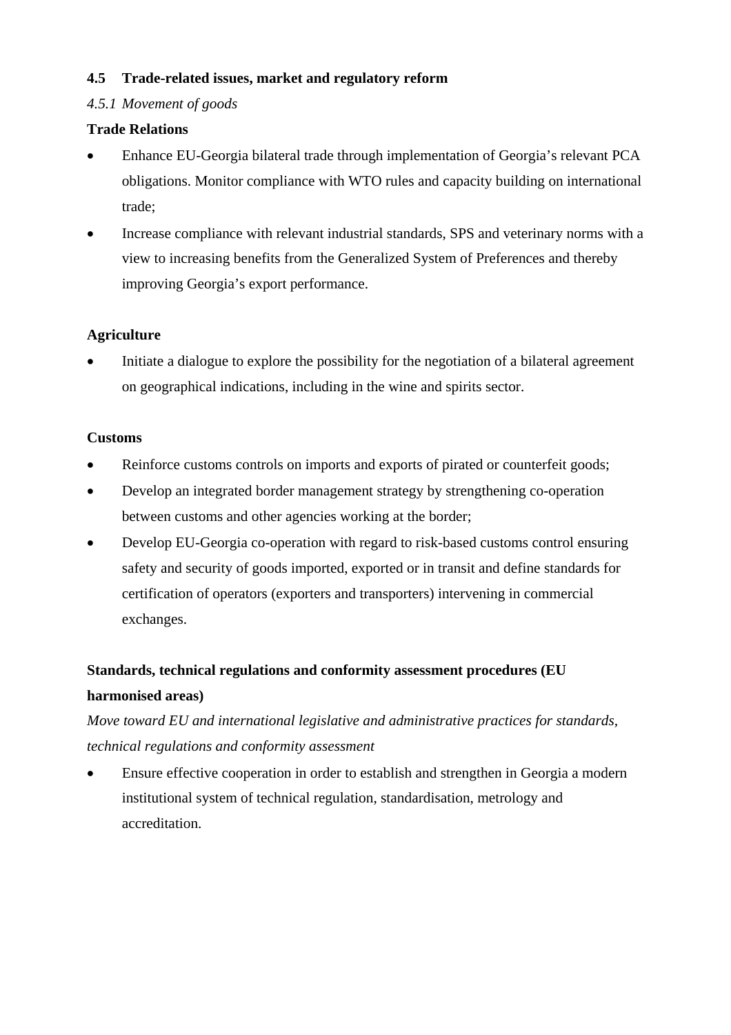### 4.5 Trade-related issues, market and regulatory reform

*4.5.1 Movement of goods*

**Trade Relations**

- Enhance EU-Georgia bilateral trade through implementation of Georgia's relevant PCA obligations. Monitor compliance with WTO rules and capacity building on international trade;
- Increase compliance with relevant industrial standards, SPS and veterinary norms with a view to increasing benefits from the Generalized System of Preferences and thereby improving Georgia's export performance.

**Agriculture**

- Initiate a dialogue to explore the possibility for the negotiation of a bilateral agreement on geographical indications, including in the wine and spirits sector.

**Customs**

- Reinforce customs controls on imports and exports of pirated or counterfeit goods;
- Develop an integrated border management strategy by strengthening co-operation between customs and other agencies working at the border;
- Develop EU-Georgia co-operation with regard to risk-based customs control ensuring safety and security of goods imported, exported or in transit and define standards for certification of operators (exporters and transporters) intervening in commercial exchanges.

**Standards, technical regulations and conformity assessment procedures (EU harmonised areas)**

*Move toward EU and international legislative and administrative practices for standards, technical regulations and conformity assessment*

- Ensure effective cooperation in order to establish and strengthen in Georgia a modern institutional system of technical regulation, standardisation, metrology and accreditation.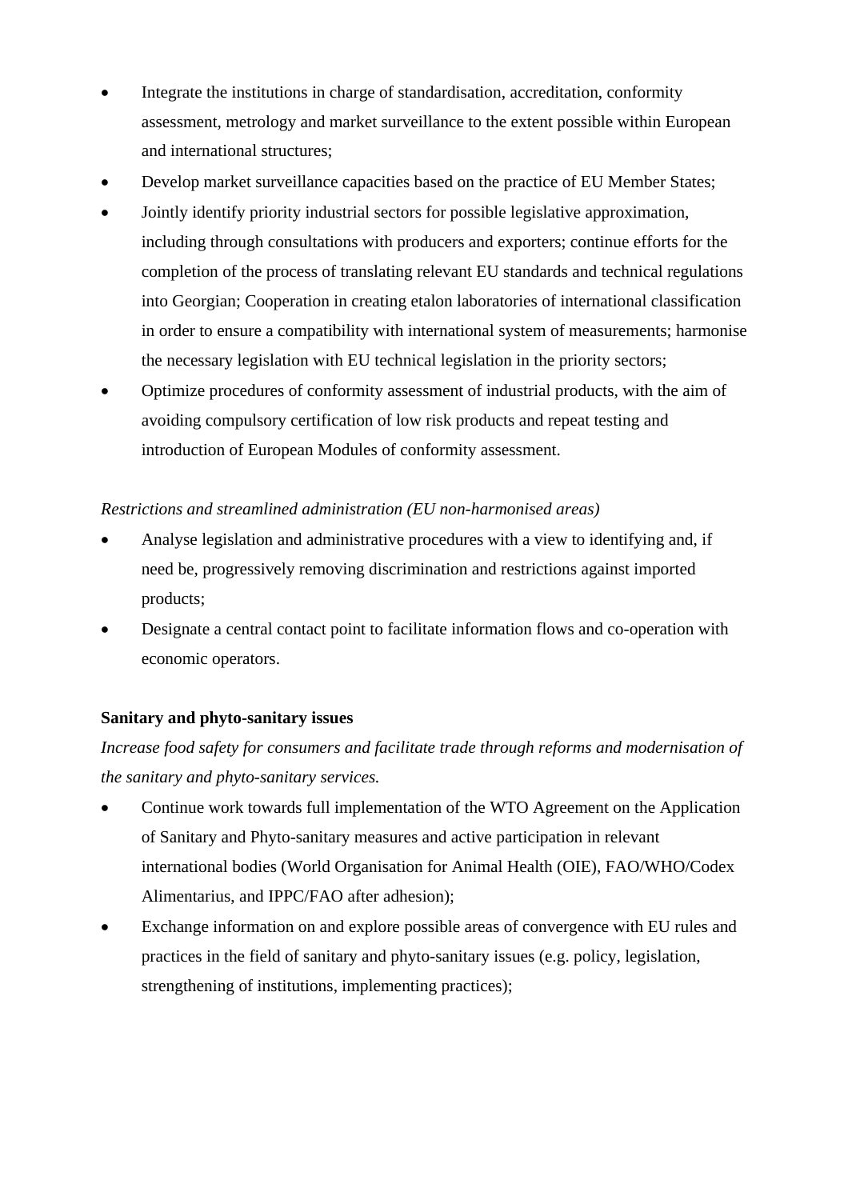- Integrate the institutions in charge of standardisation, accreditation, conformity assessment, metrology and market surveillance to the extent possible within European and international structures;
- Develop market surveillance capacities based on the practice of EU Member States;
- Jointly identify priority industrial sectors for possible legislative approximation, including through consultations with producers and exporters; continue efforts for the completion of the process of translating relevant EU standards and technical regulations into Georgian; Cooperation in creating etalon laboratories of international classification in order to ensure a compatibility with international system of measurements; harmonise the necessary legislation with EU technical legislation in the priority sectors;
- Optimize procedures of conformity assessment of industrial products, with the aim of avoiding compulsory certification of low risk products and repeat testing and introduction of European Modules of conformity assessment.

*Restrictions and streamlined administration (EU non-harmonised areas)*

- Analyse legislation and administrative procedures with a view to identifying and, if need be, progressively removing discrimination and restrictions against imported products;
- Designate a central contact point to facilitate information flows and co-operation with economic operators.

**Sanitary and phyto-sanitary issues**

*Increase food safety for consumers and facilitate trade through reforms and modernisation of the sanitary and phyto-sanitary services.*

- Continue work towards full implementation of the WTO Agreement on the Application of Sanitary and Phyto-sanitary measures and active participation in relevant international bodies (World Organisation for Animal Health (OIE), FAO/WHO/Codex Alimentarius, and IPPC/FAO after adhesion);
- Exchange information on and explore possible areas of convergence with EU rules and practices in the field of sanitary and phyto-sanitary issues (e.g. policy, legislation, strengthening of institutions, implementing practices);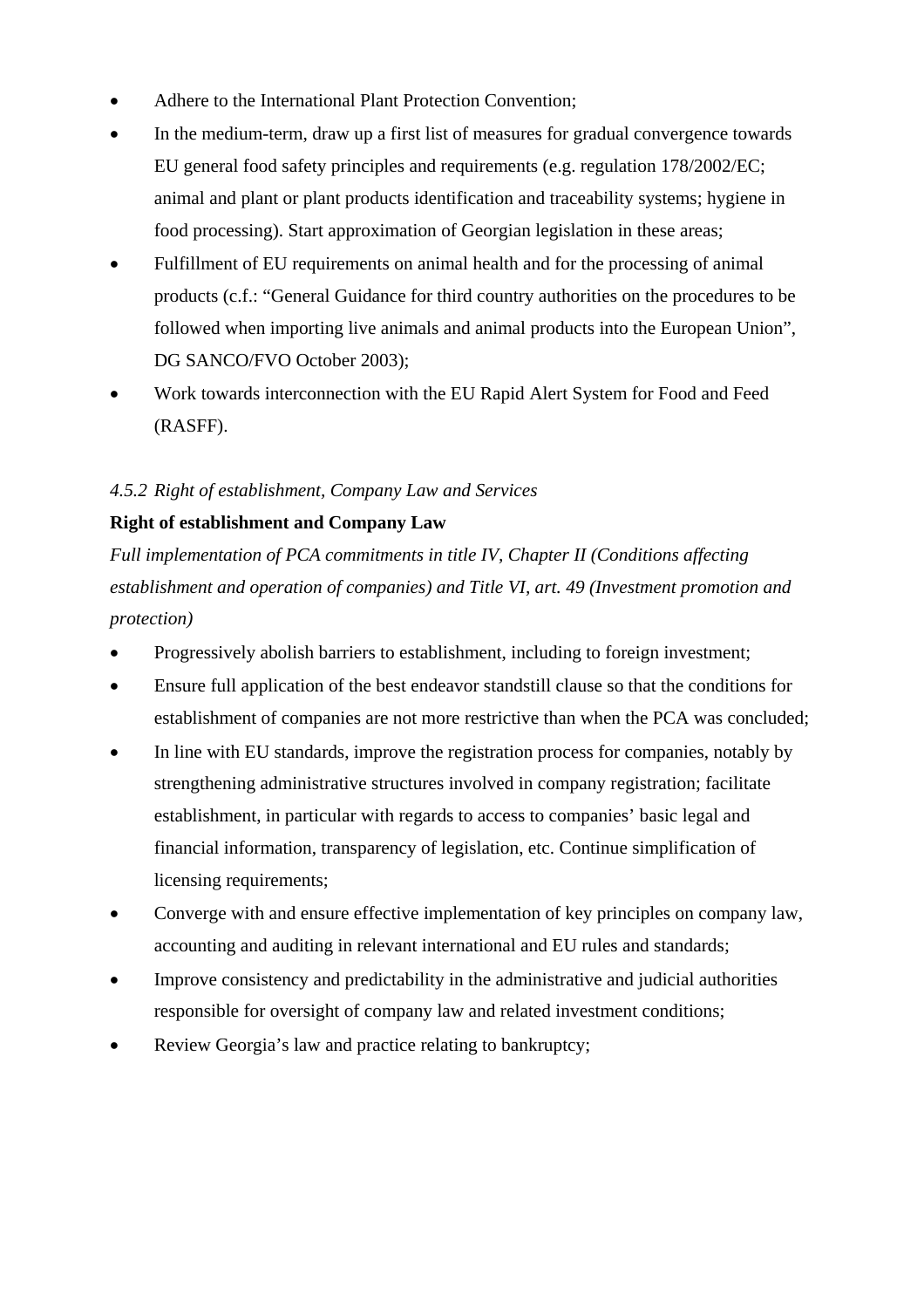- Adhere to the International Plant Protection Convention;
- In the medium-term, draw up a first list of measures for gradual convergence towards EU general food safety principles and requirements (e.g. regulation 178/2002/EC; animal and plant or plant products identification and traceability systems; hygiene in food processing). Start approximation of Georgian legislation in these areas;
- Fulfillment of EU requirements on animal health and for the processing of animal products (c.f.: "General Guidance for third country authorities on the procedures to be followed when importing live animals and animal products into the European Union", DG SANCO/FVO October 2003);
- Work towards interconnection with the EU Rapid Alert System for Food and Feed (RASFF).

*4.5.2 Right of establishment, Company Law and Services*

**Right of establishment and Company Law**

*Full implementation of PCA commitments in title IV, Chapter II (Conditions affecting establishment and operation of companies) and Title VI, art. 49 (Investment promotion and protection)*

- Progressively abolish barriers to establishment, including to foreign investment;
- Ensure full application of the best endeavor standstill clause so that the conditions for establishment of companies are not more restrictive than when the PCA was concluded;
- In line with EU standards, improve the registration process for companies, notably by strengthening administrative structures involved in company registration; facilitate establishment, in particular with regards to access to companies' basic legal and financial information, transparency of legislation, etc. Continue simplification of licensing requirements;
- Converge with and ensure effective implementation of key principles on company law, accounting and auditing in relevant international and EU rules and standards;
- Improve consistency and predictability in the administrative and judicial authorities responsible for oversight of company law and related investment conditions;
- Review Georgia's law and practice relating to bankruptcy;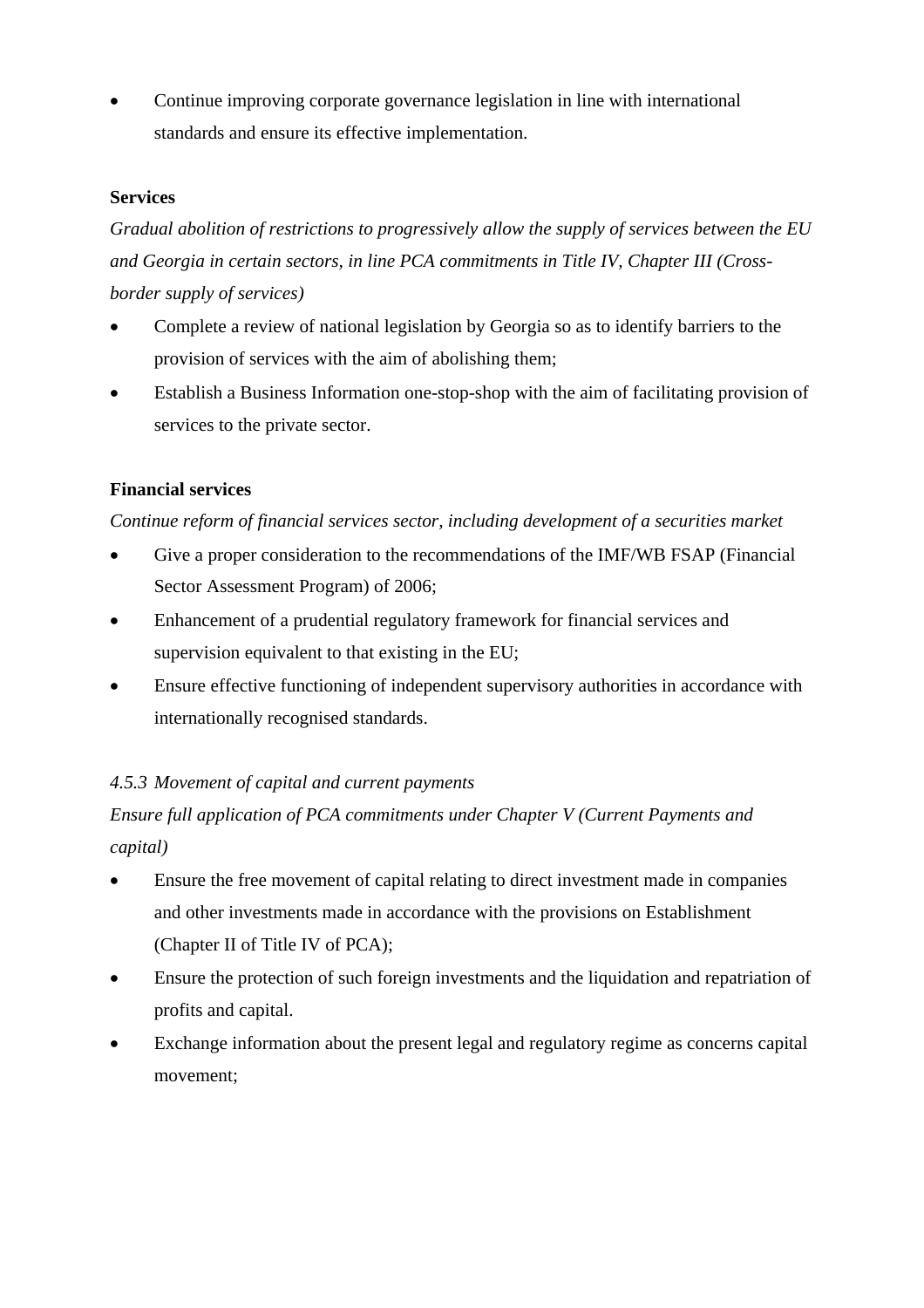- Continue improving corporate governance legislation in line with international standards and ensure its effective implementation.

**Services**

*Gradual abolition of restrictions to progressively allow the supply of services between the EU and Georgia in certain sectors, in line PCA commitments in Title IV, Chapter III (Cross-border supply of services)*

- Complete a review of national legislation by Georgia so as to identify barriers to the provision of services with the aim of abolishing them;
- Establish a Business Information one-stop-shop with the aim of facilitating provision of services to the private sector.

**Financial services**

*Continue reform of financial services sector, including development of a securities market*

- Give a proper consideration to the recommendations of the IMF/WB FSAP (Financial Sector Assessment Program) of 2006;
- Enhancement of a prudential regulatory framework for financial services and supervision equivalent to that existing in the EU;
- Ensure effective functioning of independent supervisory authorities in accordance with internationally recognised standards.

*4.5.3 Movement of capital and current payments*

*Ensure full application of PCA commitments under Chapter V (Current Payments and capital)*

- Ensure the free movement of capital relating to direct investment made in companies and other investments made in accordance with the provisions on Establishment (Chapter II of Title IV of PCA);
- Ensure the protection of such foreign investments and the liquidation and repatriation of profits and capital.
- Exchange information about the present legal and regulatory regime as concerns capital movement;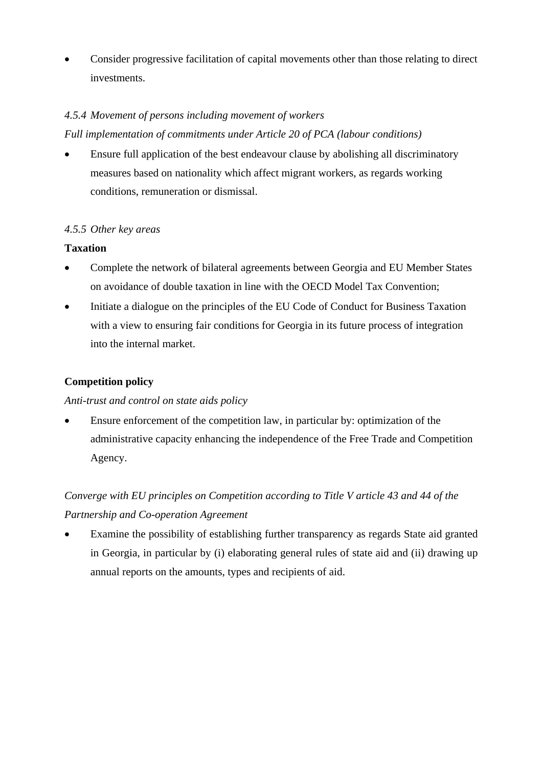- Consider progressive facilitation of capital movements other than those relating to direct investments.

#### *4.5.4 Movement of persons including movement of workers*

*Full implementation of commitments under Article 20 of PCA (labour conditions)*

- Ensure full application of the best endeavour clause by abolishing all discriminatory measures based on nationality which affect migrant workers, as regards working conditions, remuneration or dismissal.

#### *4.5.5 Other key areas*

**Taxation**

- Complete the network of bilateral agreements between Georgia and EU Member States on avoidance of double taxation in line with the OECD Model Tax Convention;
- Initiate a dialogue on the principles of the EU Code of Conduct for Business Taxation with a view to ensuring fair conditions for Georgia in its future process of integration into the internal market.

**Competition policy**

*Anti-trust and control on state aids policy*

- Ensure enforcement of the competition law, in particular by: optimization of the administrative capacity enhancing the independence of the Free Trade and Competition Agency.

*Converge with EU principles on Competition according to Title V article 43 and 44 of the Partnership and Co-operation Agreement*

- Examine the possibility of establishing further transparency as regards State aid granted in Georgia, in particular by (i) elaborating general rules of state aid and (ii) drawing up annual reports on the amounts, types and recipients of aid.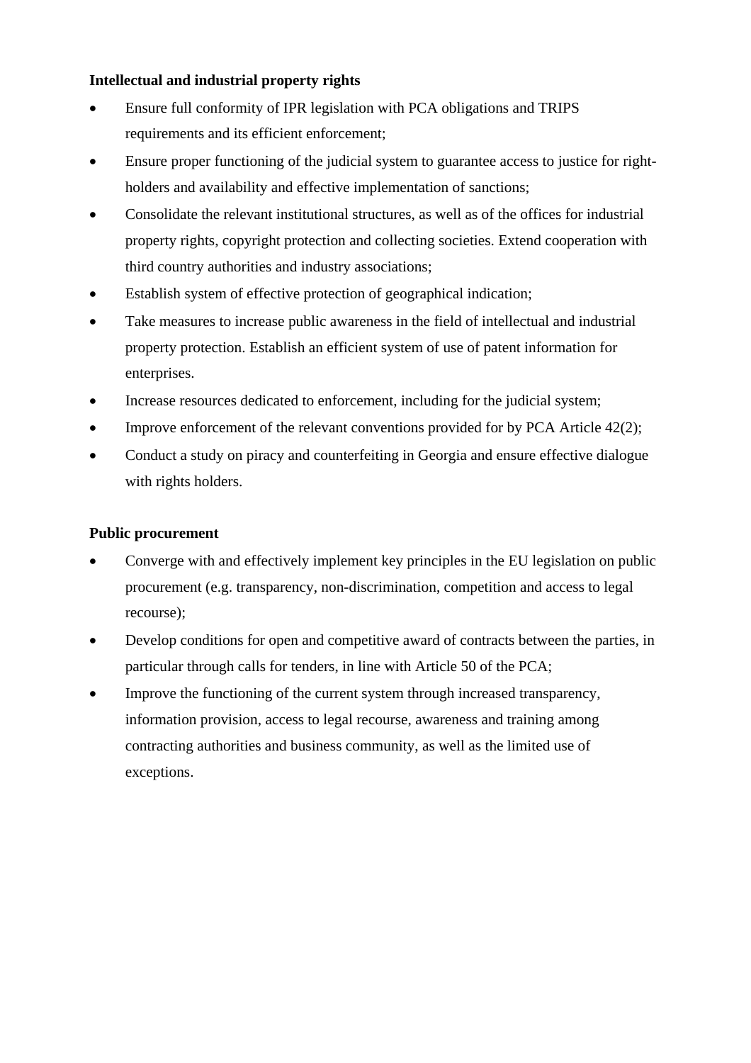**Intellectual and industrial property rights**

- Ensure full conformity of IPR legislation with PCA obligations and TRIPS requirements and its efficient enforcement;
- Ensure proper functioning of the judicial system to guarantee access to justice for right-holders and availability and effective implementation of sanctions;
- Consolidate the relevant institutional structures, as well as of the offices for industrial property rights, copyright protection and collecting societies. Extend cooperation with third country authorities and industry associations;
- Establish system of effective protection of geographical indication;
- Take measures to increase public awareness in the field of intellectual and industrial property protection. Establish an efficient system of use of patent information for enterprises.
- Increase resources dedicated to enforcement, including for the judicial system;
- Improve enforcement of the relevant conventions provided for by PCA Article 42(2);
- Conduct a study on piracy and counterfeiting in Georgia and ensure effective dialogue with rights holders.

**Public procurement**

- Converge with and effectively implement key principles in the EU legislation on public procurement (e.g. transparency, non-discrimination, competition and access to legal recourse);
- Develop conditions for open and competitive award of contracts between the parties, in particular through calls for tenders, in line with Article 50 of the PCA;
- Improve the functioning of the current system through increased transparency, information provision, access to legal recourse, awareness and training among contracting authorities and business community, as well as the limited use of exceptions.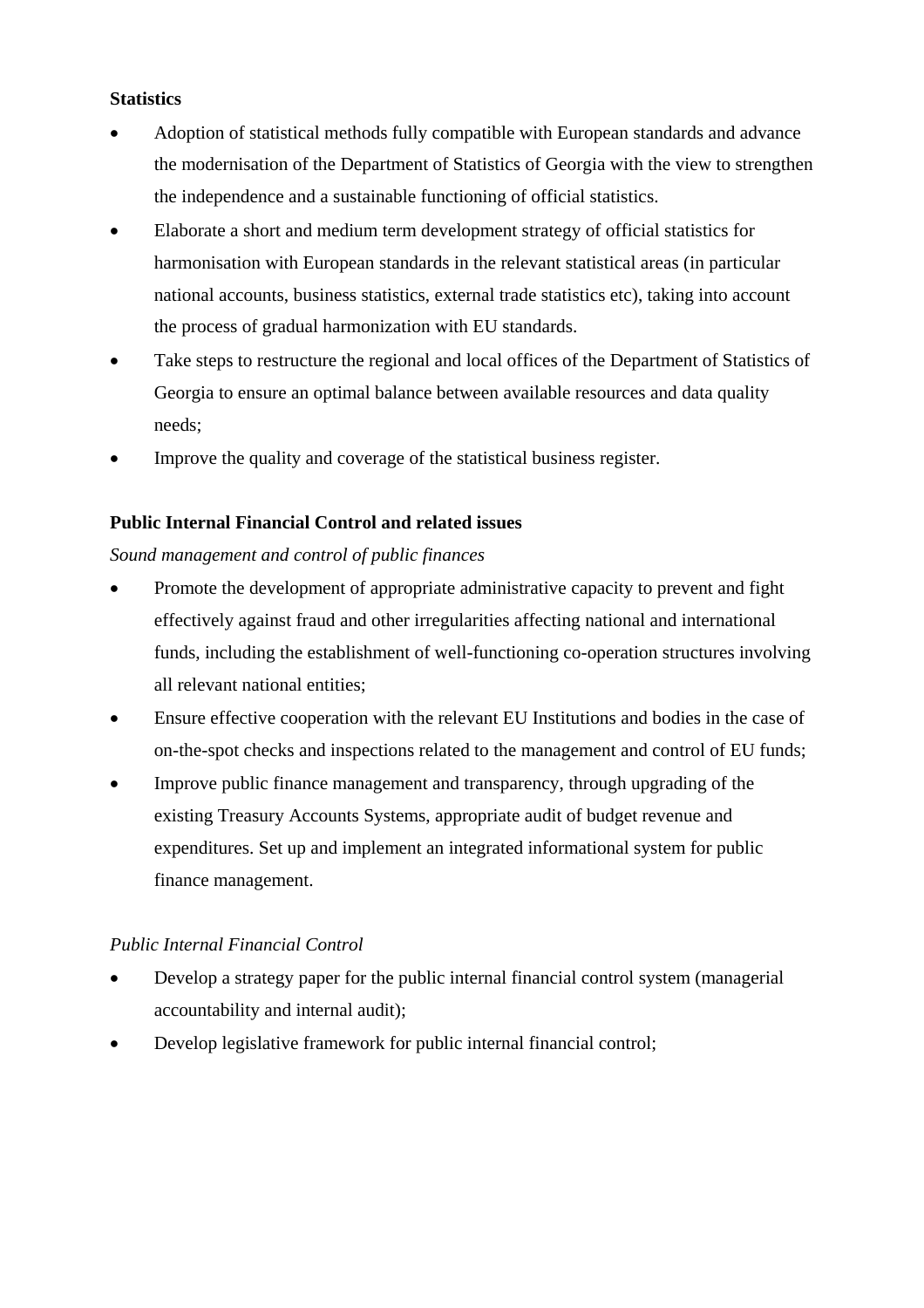**Statistics**

- Adoption of statistical methods fully compatible with European standards and advance the modernisation of the Department of Statistics of Georgia with the view to strengthen the independence and a sustainable functioning of official statistics.
- Elaborate a short and medium term development strategy of official statistics for harmonisation with European standards in the relevant statistical areas (in particular national accounts, business statistics, external trade statistics etc), taking into account the process of gradual harmonization with EU standards.
- Take steps to restructure the regional and local offices of the Department of Statistics of Georgia to ensure an optimal balance between available resources and data quality needs;
- Improve the quality and coverage of the statistical business register.

**Public Internal Financial Control and related issues**

*Sound management and control of public finances*

- Promote the development of appropriate administrative capacity to prevent and fight effectively against fraud and other irregularities affecting national and international funds, including the establishment of well-functioning co-operation structures involving all relevant national entities;
- Ensure effective cooperation with the relevant EU Institutions and bodies in the case of on-the-spot checks and inspections related to the management and control of EU funds;
- Improve public finance management and transparency, through upgrading of the existing Treasury Accounts Systems, appropriate audit of budget revenue and expenditures. Set up and implement an integrated informational system for public finance management.

*Public Internal Financial Control*

- Develop a strategy paper for the public internal financial control system (managerial accountability and internal audit);
- Develop legislative framework for public internal financial control;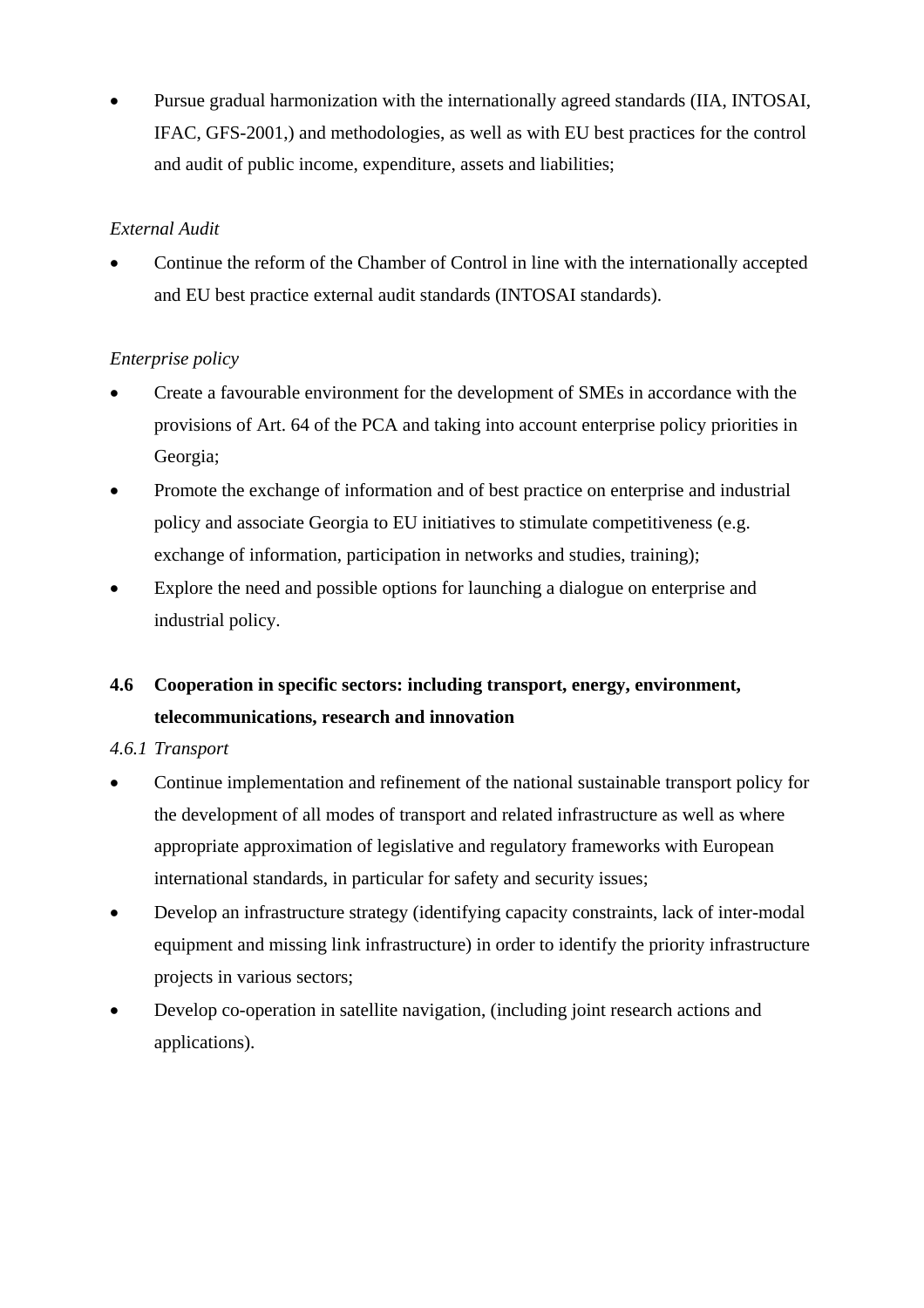- Pursue gradual harmonization with the internationally agreed standards (IIA, INTOSAI, IFAC, GFS-2001,) and methodologies, as well as with EU best practices for the control and audit of public income, expenditure, assets and liabilities;

*External Audit*

- Continue the reform of the Chamber of Control in line with the internationally accepted and EU best practice external audit standards (INTOSAI standards).

*Enterprise policy*

- Create a favourable environment for the development of SMEs in accordance with the provisions of Art. 64 of the PCA and taking into account enterprise policy priorities in Georgia;
- Promote the exchange of information and of best practice on enterprise and industrial policy and associate Georgia to EU initiatives to stimulate competitiveness (e.g. exchange of information, participation in networks and studies, training);
- Explore the need and possible options for launching a dialogue on enterprise and industrial policy.

### 4.6 Cooperation in specific sectors: including transport, energy, environment, telecommunications, research and innovation

*4.6.1 Transport*

- Continue implementation and refinement of the national sustainable transport policy for the development of all modes of transport and related infrastructure as well as where appropriate approximation of legislative and regulatory frameworks with European international standards, in particular for safety and security issues;
- Develop an infrastructure strategy (identifying capacity constraints, lack of inter-modal equipment and missing link infrastructure) in order to identify the priority infrastructure projects in various sectors;
- Develop co-operation in satellite navigation, (including joint research actions and applications).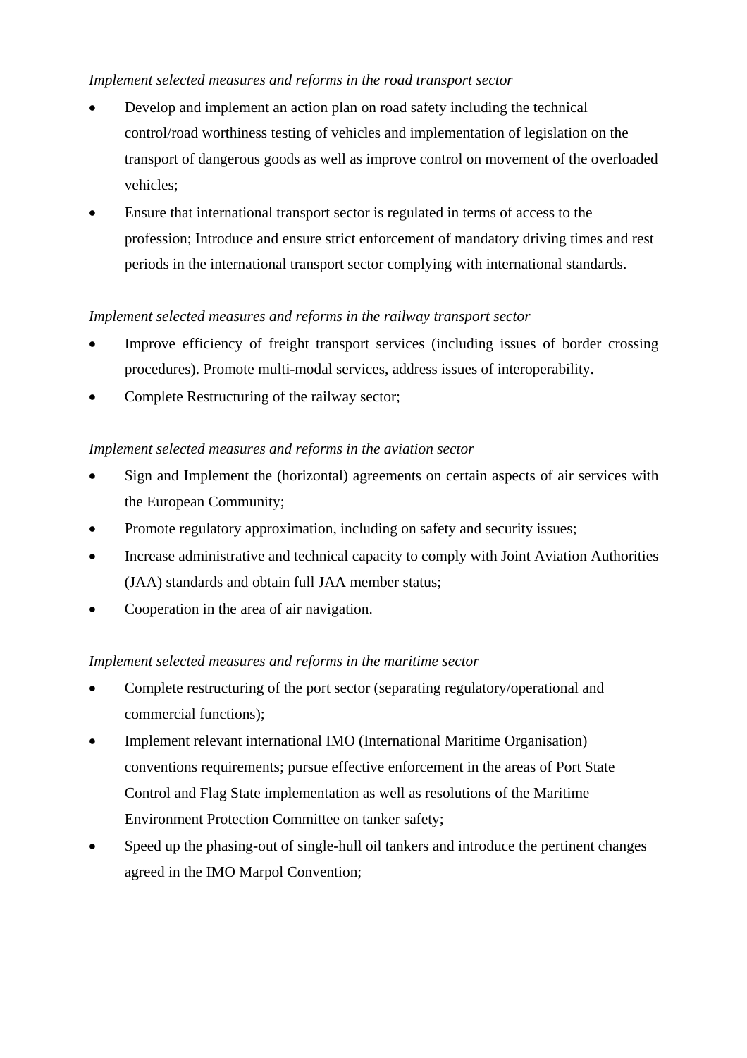*Implement selected measures and reforms in the road transport sector*

- Develop and implement an action plan on road safety including the technical control/road worthiness testing of vehicles and implementation of legislation on the transport of dangerous goods as well as improve control on movement of the overloaded vehicles;
- Ensure that international transport sector is regulated in terms of access to the profession; Introduce and ensure strict enforcement of mandatory driving times and rest periods in the international transport sector complying with international standards.

*Implement selected measures and reforms in the railway transport sector*

- Improve efficiency of freight transport services (including issues of border crossing procedures). Promote multi-modal services, address issues of interoperability.
- Complete Restructuring of the railway sector;

*Implement selected measures and reforms in the aviation sector*

- Sign and Implement the (horizontal) agreements on certain aspects of air services with the European Community;
- Promote regulatory approximation, including on safety and security issues;
- Increase administrative and technical capacity to comply with Joint Aviation Authorities (JAA) standards and obtain full JAA member status;
- Cooperation in the area of air navigation.

*Implement selected measures and reforms in the maritime sector*

- Complete restructuring of the port sector (separating regulatory/operational and commercial functions);
- Implement relevant international IMO (International Maritime Organisation) conventions requirements; pursue effective enforcement in the areas of Port State Control and Flag State implementation as well as resolutions of the Maritime Environment Protection Committee on tanker safety;
- Speed up the phasing-out of single-hull oil tankers and introduce the pertinent changes agreed in the IMO Marpol Convention;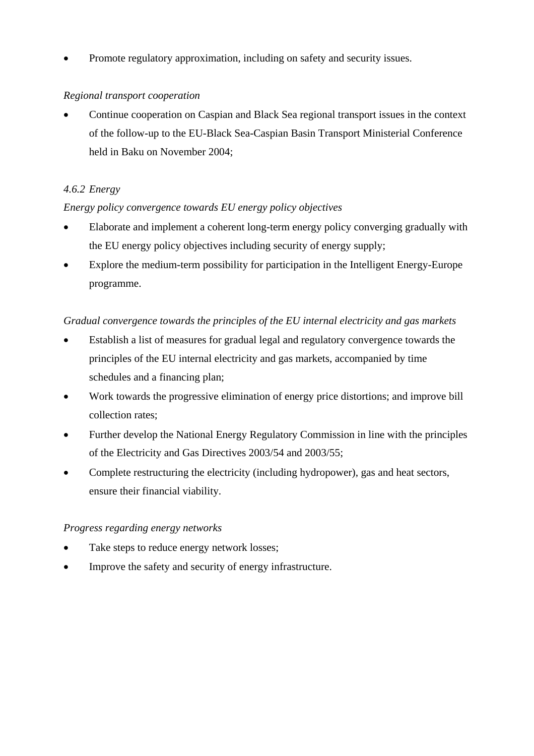- Promote regulatory approximation, including on safety and security issues.

*Regional transport cooperation*

- Continue cooperation on Caspian and Black Sea regional transport issues in the context of the follow-up to the EU-Black Sea-Caspian Basin Transport Ministerial Conference held in Baku on November 2004;

*4.6.2 Energy*

*Energy policy convergence towards EU energy policy objectives*

- Elaborate and implement a coherent long-term energy policy converging gradually with the EU energy policy objectives including security of energy supply;
- Explore the medium-term possibility for participation in the Intelligent Energy-Europe programme.

*Gradual convergence towards the principles of the EU internal electricity and gas markets*

- Establish a list of measures for gradual legal and regulatory convergence towards the principles of the EU internal electricity and gas markets, accompanied by time schedules and a financing plan;
- Work towards the progressive elimination of energy price distortions; and improve bill collection rates;
- Further develop the National Energy Regulatory Commission in line with the principles of the Electricity and Gas Directives 2003/54 and 2003/55;
- Complete restructuring the electricity (including hydropower), gas and heat sectors, ensure their financial viability.

*Progress regarding energy networks*

- Take steps to reduce energy network losses;
- Improve the safety and security of energy infrastructure.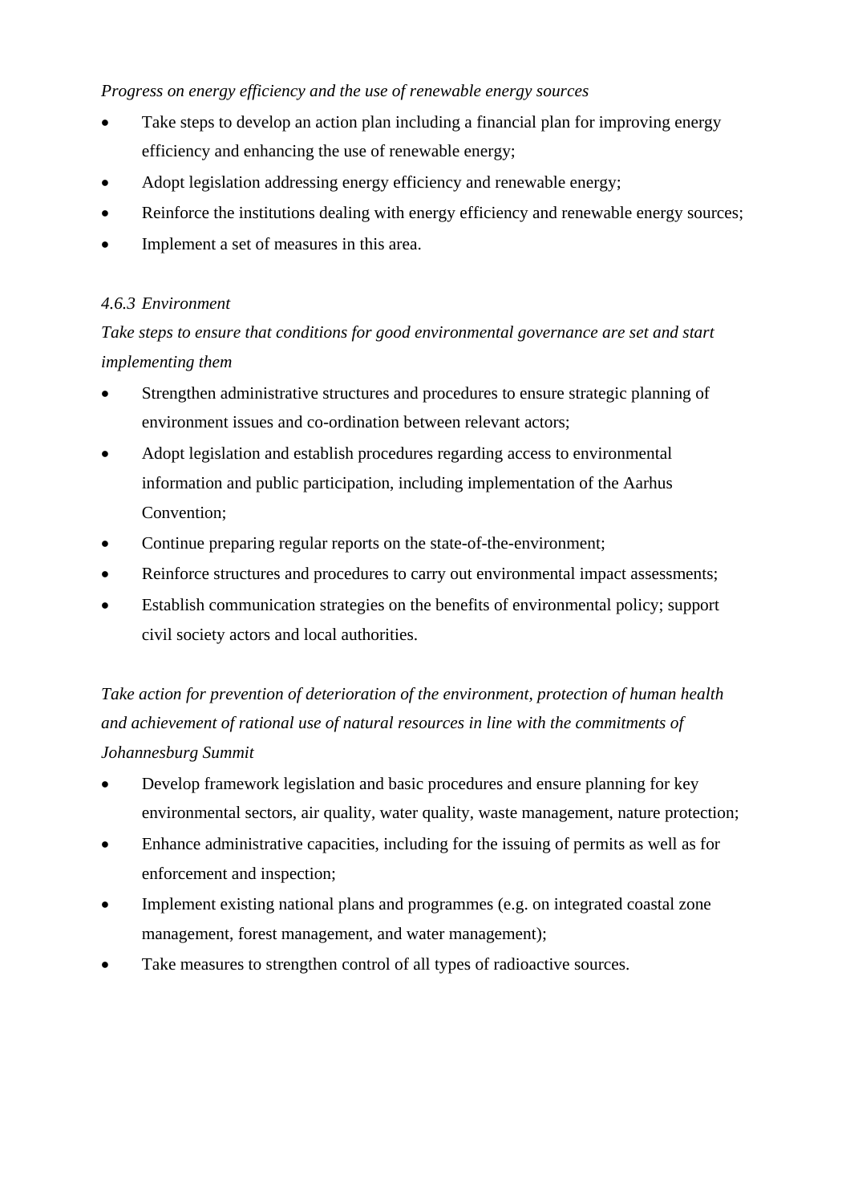*Progress on energy efficiency and the use of renewable energy sources*

- Take steps to develop an action plan including a financial plan for improving energy efficiency and enhancing the use of renewable energy;
- Adopt legislation addressing energy efficiency and renewable energy;
- Reinforce the institutions dealing with energy efficiency and renewable energy sources;
- Implement a set of measures in this area.

### *4.6.3 Environment*

*Take steps to ensure that conditions for good environmental governance are set and start implementing them*

- Strengthen administrative structures and procedures to ensure strategic planning of environment issues and co-ordination between relevant actors;
- Adopt legislation and establish procedures regarding access to environmental information and public participation, including implementation of the Aarhus Convention;
- Continue preparing regular reports on the state-of-the-environment;
- Reinforce structures and procedures to carry out environmental impact assessments;
- Establish communication strategies on the benefits of environmental policy; support civil society actors and local authorities.

*Take action for prevention of deterioration of the environment, protection of human health and achievement of rational use of natural resources in line with the commitments of Johannesburg Summit*

- Develop framework legislation and basic procedures and ensure planning for key environmental sectors, air quality, water quality, waste management, nature protection;
- Enhance administrative capacities, including for the issuing of permits as well as for enforcement and inspection;
- Implement existing national plans and programmes (e.g. on integrated coastal zone management, forest management, and water management);
- Take measures to strengthen control of all types of radioactive sources.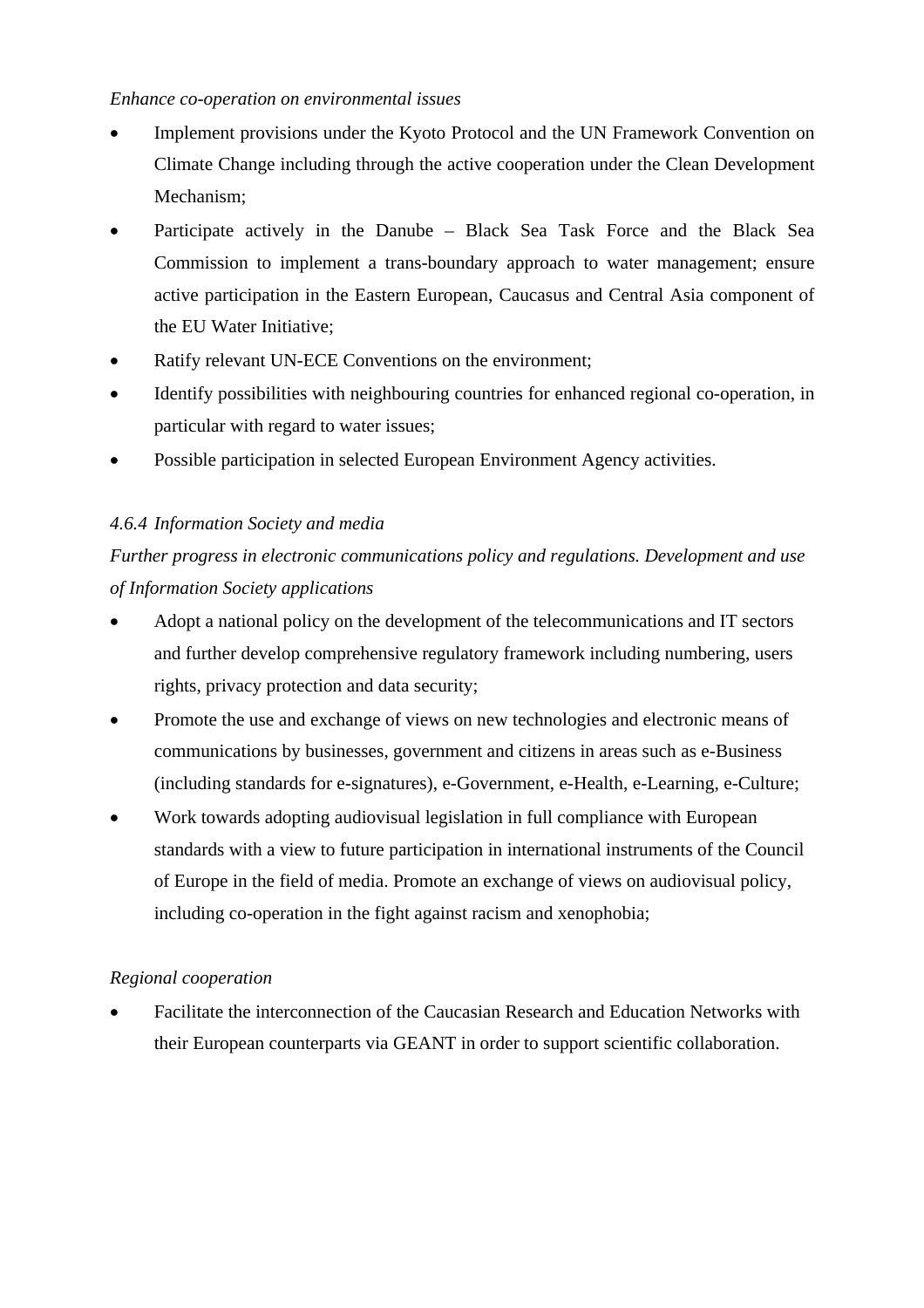*Enhance co-operation on environmental issues*

- Implement provisions under the Kyoto Protocol and the UN Framework Convention on Climate Change including through the active cooperation under the Clean Development Mechanism;
- Participate actively in the Danube – Black Sea Task Force and the Black Sea Commission to implement a trans-boundary approach to water management; ensure active participation in the Eastern European, Caucasus and Central Asia component of the EU Water Initiative;
- Ratify relevant UN-ECE Conventions on the environment;
- Identify possibilities with neighbouring countries for enhanced regional co-operation, in particular with regard to water issues;
- Possible participation in selected European Environment Agency activities.

### *4.6.4 Information Society and media*

*Further progress in electronic communications policy and regulations. Development and use of Information Society applications*

- Adopt a national policy on the development of the telecommunications and IT sectors and further develop comprehensive regulatory framework including numbering, users rights, privacy protection and data security;
- Promote the use and exchange of views on new technologies and electronic means of communications by businesses, government and citizens in areas such as e-Business (including standards for e-signatures), e-Government, e-Health, e-Learning, e-Culture;
- Work towards adopting audiovisual legislation in full compliance with European standards with a view to future participation in international instruments of the Council of Europe in the field of media. Promote an exchange of views on audiovisual policy, including co-operation in the fight against racism and xenophobia;

*Regional cooperation*

- Facilitate the interconnection of the Caucasian Research and Education Networks with their European counterparts via GEANT in order to support scientific collaboration.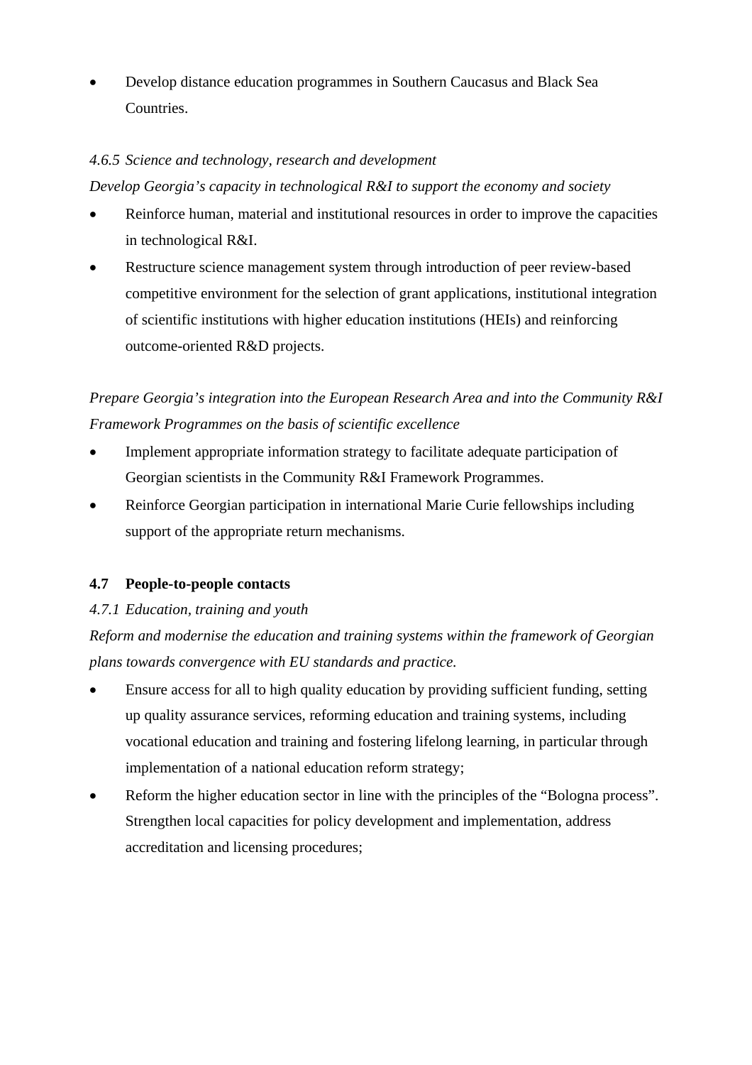- Develop distance education programmes in Southern Caucasus and Black Sea Countries.

*4.6.5 Science and technology, research and development*

*Develop Georgia's capacity in technological R&I to support the economy and society*

- Reinforce human, material and institutional resources in order to improve the capacities in technological R&I.
- Restructure science management system through introduction of peer review-based competitive environment for the selection of grant applications, institutional integration of scientific institutions with higher education institutions (HEIs) and reinforcing outcome-oriented R&D projects.

*Prepare Georgia's integration into the European Research Area and into the Community R&I Framework Programmes on the basis of scientific excellence*

- Implement appropriate information strategy to facilitate adequate participation of Georgian scientists in the Community R&I Framework Programmes.
- Reinforce Georgian participation in international Marie Curie fellowships including support of the appropriate return mechanisms.

### 4.7 People-to-people contacts

*4.7.1 Education, training and youth*

*Reform and modernise the education and training systems within the framework of Georgian plans towards convergence with EU standards and practice.*

- Ensure access for all to high quality education by providing sufficient funding, setting up quality assurance services, reforming education and training systems, including vocational education and training and fostering lifelong learning, in particular through implementation of a national education reform strategy;
- Reform the higher education sector in line with the principles of the "Bologna process". Strengthen local capacities for policy development and implementation, address accreditation and licensing procedures;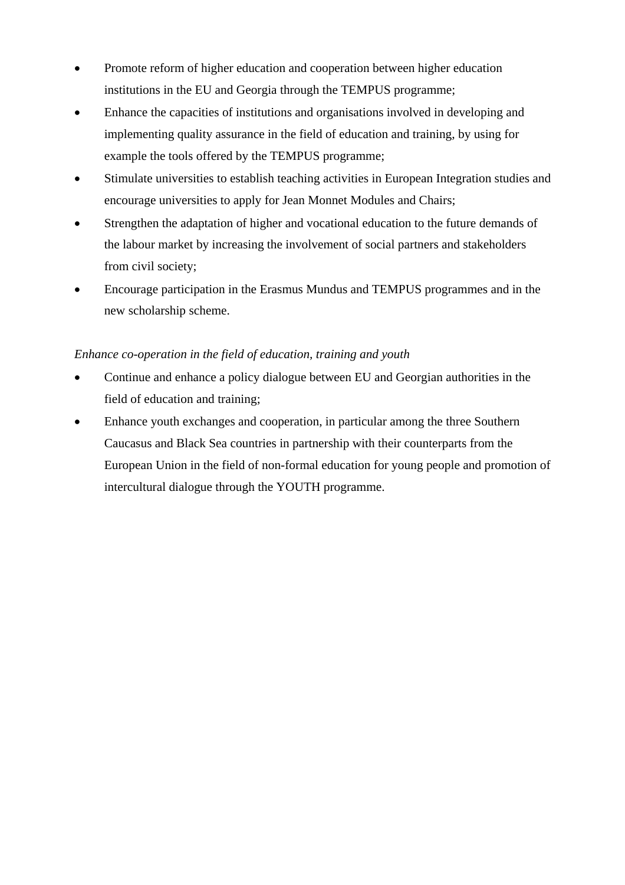- Promote reform of higher education and cooperation between higher education institutions in the EU and Georgia through the TEMPUS programme;
- Enhance the capacities of institutions and organisations involved in developing and implementing quality assurance in the field of education and training, by using for example the tools offered by the TEMPUS programme;
- Stimulate universities to establish teaching activities in European Integration studies and encourage universities to apply for Jean Monnet Modules and Chairs;
- Strengthen the adaptation of higher and vocational education to the future demands of the labour market by increasing the involvement of social partners and stakeholders from civil society;
- Encourage participation in the Erasmus Mundus and TEMPUS programmes and in the new scholarship scheme.

*Enhance co-operation in the field of education, training and youth*

- Continue and enhance a policy dialogue between EU and Georgian authorities in the field of education and training;
- Enhance youth exchanges and cooperation, in particular among the three Southern Caucasus and Black Sea countries in partnership with their counterparts from the European Union in the field of non-formal education for young people and promotion of intercultural dialogue through the YOUTH programme.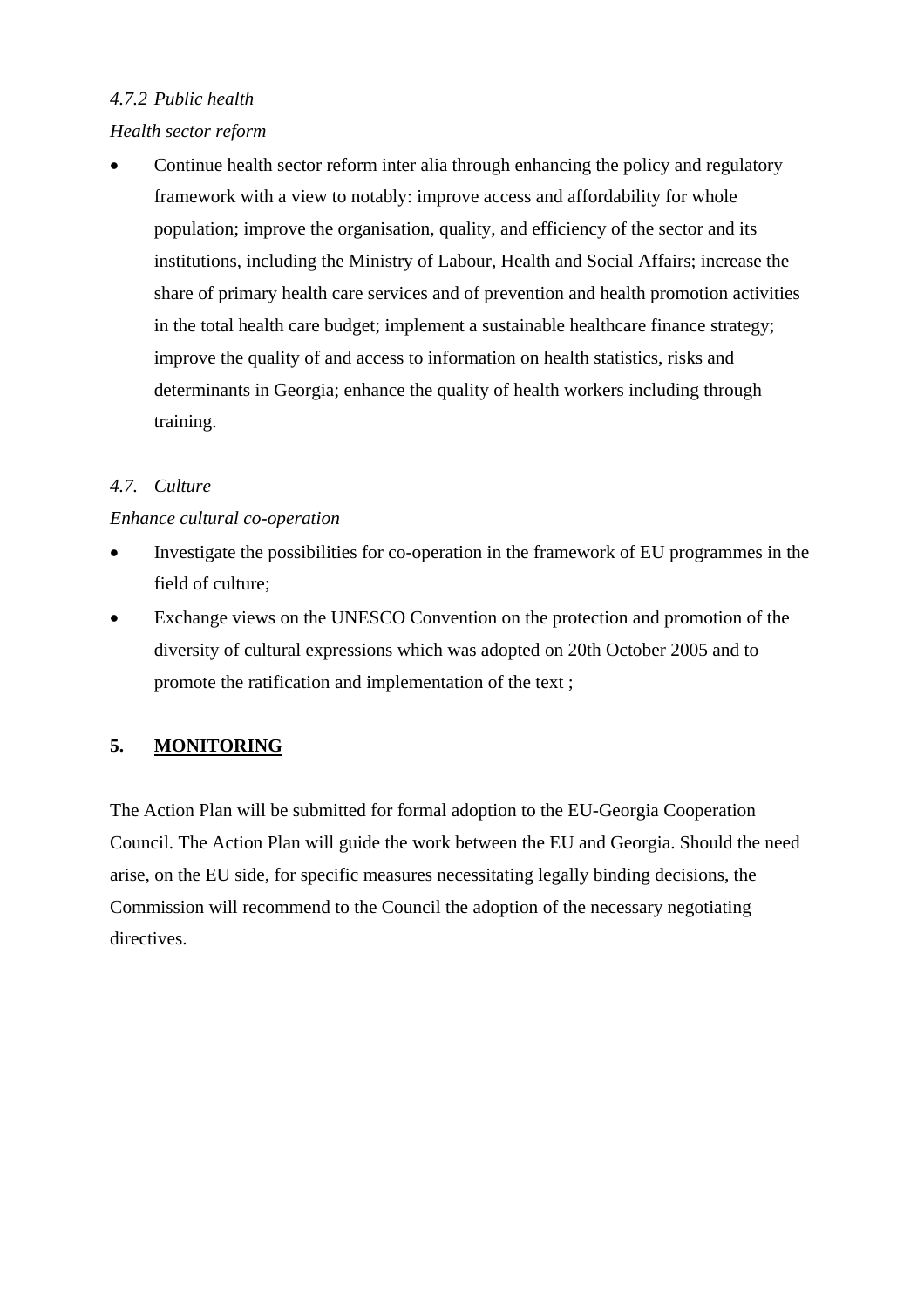*4.7.2 Public health*

*Health sector reform*

- Continue health sector reform inter alia through enhancing the policy and regulatory framework with a view to notably: improve access and affordability for whole population; improve the organisation, quality, and efficiency of the sector and its institutions, including the Ministry of Labour, Health and Social Affairs; increase the share of primary health care services and of prevention and health promotion activities in the total health care budget; implement a sustainable healthcare finance strategy; improve the quality of and access to information on health statistics, risks and determinants in Georgia; enhance the quality of health workers including through training.

*4.7. Culture*

*Enhance cultural co-operation*

- Investigate the possibilities for co-operation in the framework of EU programmes in the field of culture;
- Exchange views on the UNESCO Convention on the protection and promotion of the diversity of cultural expressions which was adopted on 20th October 2005 and to promote the ratification and implementation of the text ;

## 5. MONITORING

The Action Plan will be submitted for formal adoption to the EU-Georgia Cooperation Council. The Action Plan will guide the work between the EU and Georgia. Should the need arise, on the EU side, for specific measures necessitating legally binding decisions, the Commission will recommend to the Council the adoption of the necessary negotiating directives.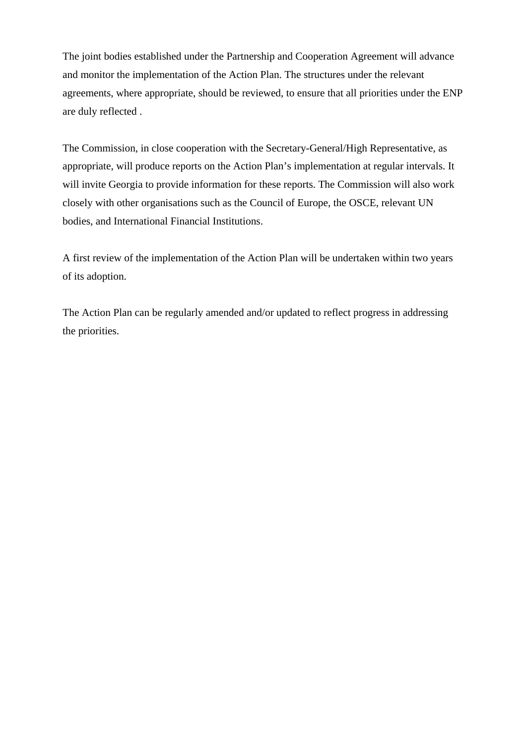The joint bodies established under the Partnership and Cooperation Agreement will advance and monitor the implementation of the Action Plan. The structures under the relevant agreements, where appropriate, should be reviewed, to ensure that all priorities under the ENP are duly reflected .

The Commission, in close cooperation with the Secretary-General/High Representative, as appropriate, will produce reports on the Action Plan's implementation at regular intervals. It will invite Georgia to provide information for these reports. The Commission will also work closely with other organisations such as the Council of Europe, the OSCE, relevant UN bodies, and International Financial Institutions.

A first review of the implementation of the Action Plan will be undertaken within two years of its adoption.

The Action Plan can be regularly amended and/or updated to reflect progress in addressing the priorities.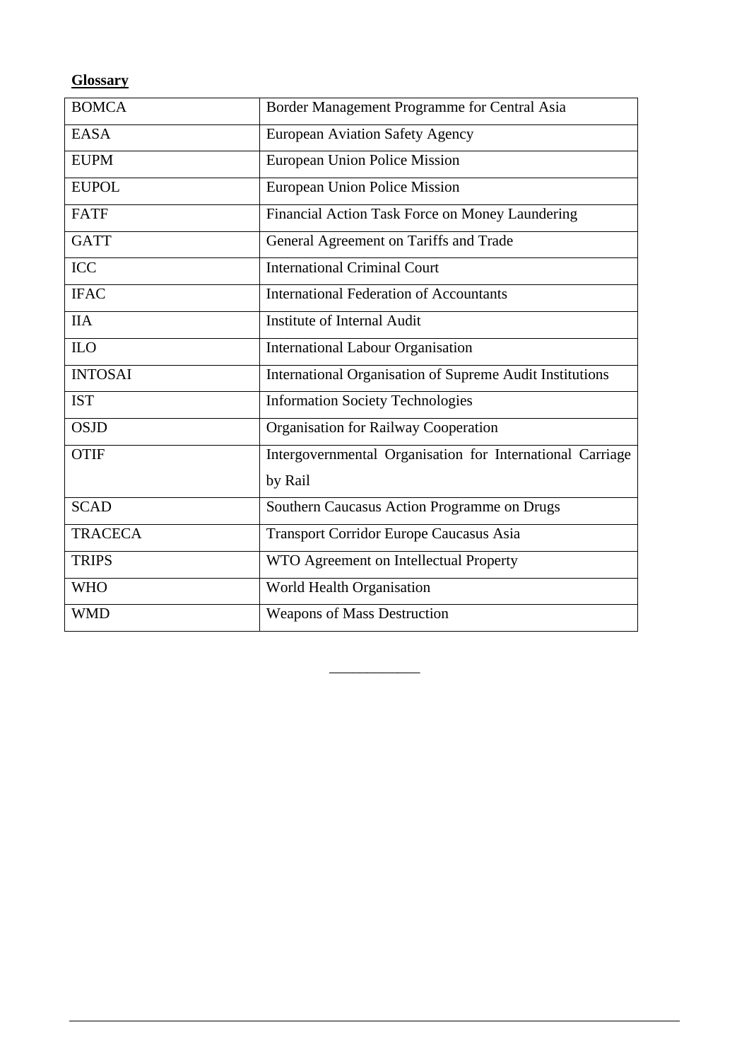**Glossary**

| | |
|---|---|
| BOMCA | Border Management Programme for Central Asia |
| EASA | European Aviation Safety Agency |
| EUPM | European Union Police Mission |
| EUPOL | European Union Police Mission |
| FATF | Financial Action Task Force on Money Laundering |
| GATT | General Agreement on Tariffs and Trade |
| ICC | International Criminal Court |
| IFAC | International Federation of Accountants |
| IIA | Institute of Internal Audit |
| ILO | International Labour Organisation |
| INTOSAI | International Organisation of Supreme Audit Institutions |
| IST | Information Society Technologies |
| OSJD | Organisation for Railway Cooperation |
| OTIF | Intergovernmental Organisation for International Carriage by Rail |
| SCAD | Southern Caucasus Action Programme on Drugs |
| TRACECA | Transport Corridor Europe Caucasus Asia |
| TRIPS | WTO Agreement on Intellectual Property |
| WHO | World Health Organisation |
| WMD | Weapons of Mass Destruction |

\_\_\_\_\_\_\_\_\_\_\_\_